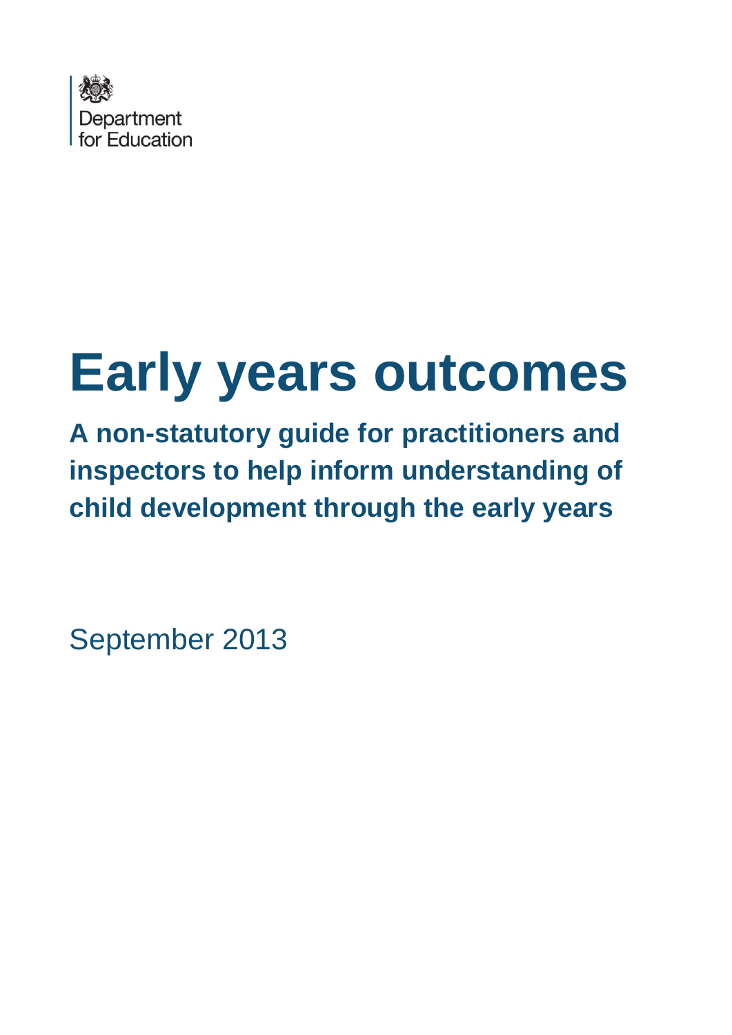Department for Education

# Early years outcomes

## A non-statutory guide for practitioners and inspectors to help inform understanding of child development through the early years

September 2013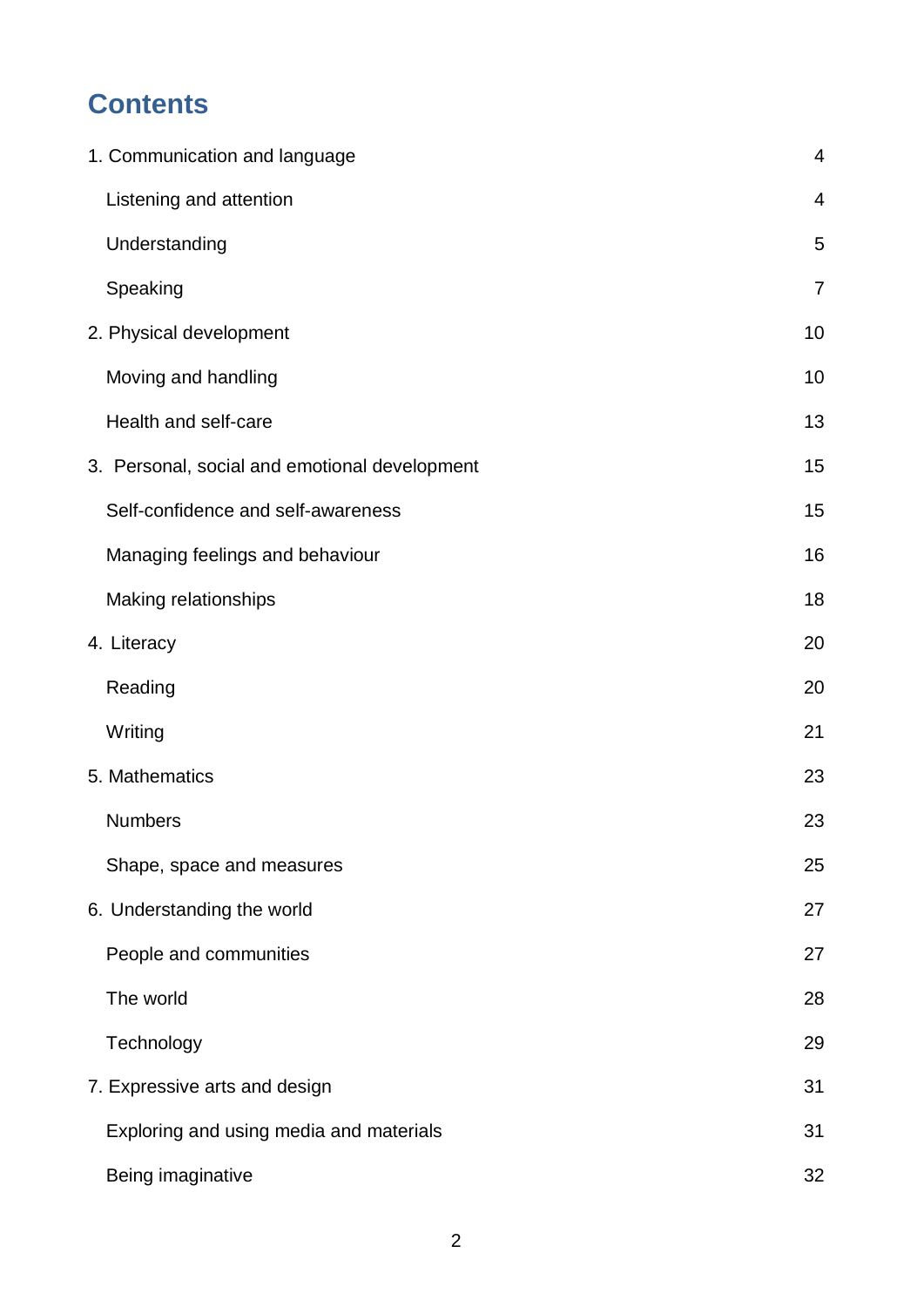# Contents

| | |
|---|---|
| 1. Communication and language | 4 |
| Listening and attention | 4 |
| Understanding | 5 |
| Speaking | 7 |
| 2. Physical development | 10 |
| Moving and handling | 10 |
| Health and self-care | 13 |
| 3. Personal, social and emotional development | 15 |
| Self-confidence and self-awareness | 15 |
| Managing feelings and behaviour | 16 |
| Making relationships | 18 |
| 4. Literacy | 20 |
| Reading | 20 |
| Writing | 21 |
| 5. Mathematics | 23 |
| Numbers | 23 |
| Shape, space and measures | 25 |
| 6. Understanding the world | 27 |
| People and communities | 27 |
| The world | 28 |
| Technology | 29 |
| 7. Expressive arts and design | 31 |
| Exploring and using media and materials | 31 |
| Being imaginative | 32 |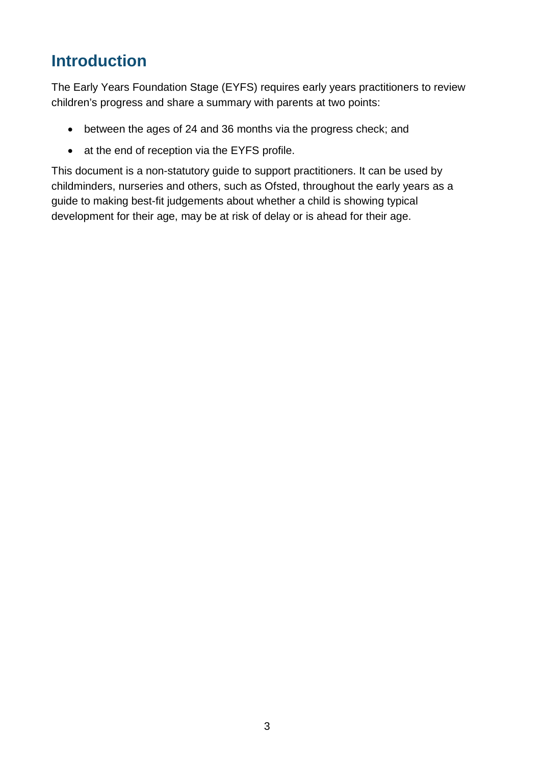## Introduction

The Early Years Foundation Stage (EYFS) requires early years practitioners to review children's progress and share a summary with parents at two points:

- between the ages of 24 and 36 months via the progress check; and
- at the end of reception via the EYFS profile.

This document is a non-statutory guide to support practitioners. It can be used by childminders, nurseries and others, such as Ofsted, throughout the early years as a guide to making best-fit judgements about whether a child is showing typical development for their age, may be at risk of delay or is ahead for their age.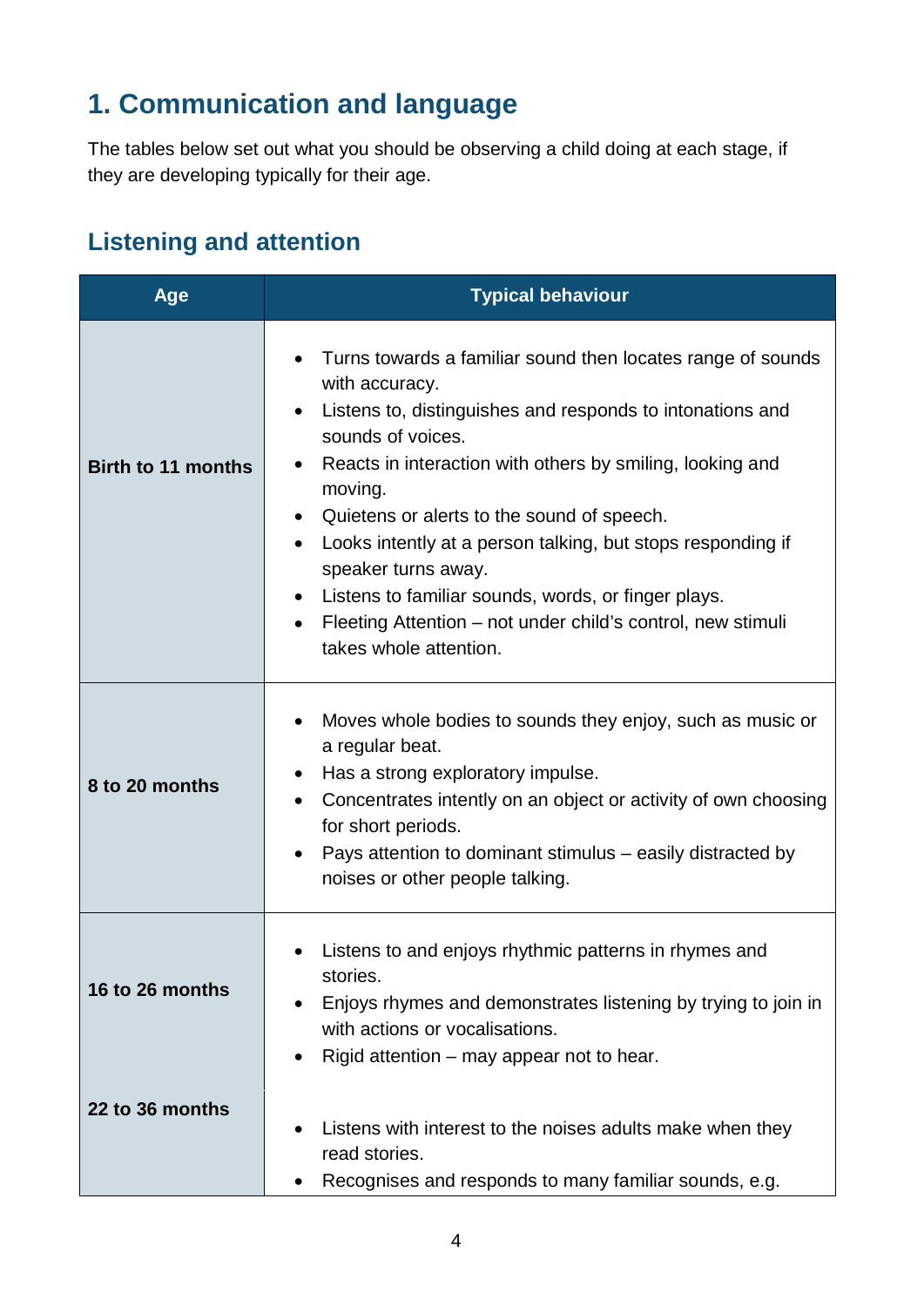# 1. Communication and language

The tables below set out what you should be observing a child doing at each stage, if they are developing typically for their age.

## Listening and attention

| Age | Typical behaviour |
| --- | --- |
| **Birth to 11 months** | • Turns towards a familiar sound then locates range of sounds with accuracy.<br>• Listens to, distinguishes and responds to intonations and sounds of voices.<br>• Reacts in interaction with others by smiling, looking and moving.<br>• Quietens or alerts to the sound of speech.<br>• Looks intently at a person talking, but stops responding if speaker turns away.<br>• Listens to familiar sounds, words, or finger plays.<br>• Fleeting Attention – not under child's control, new stimuli takes whole attention. |
| **8 to 20 months** | • Moves whole bodies to sounds they enjoy, such as music or a regular beat.<br>• Has a strong exploratory impulse.<br>• Concentrates intently on an object or activity of own choosing for short periods.<br>• Pays attention to dominant stimulus – easily distracted by noises or other people talking. |
| **16 to 26 months** | • Listens to and enjoys rhythmic patterns in rhymes and stories.<br>• Enjoys rhymes and demonstrates listening by trying to join in with actions or vocalisations.<br>• Rigid attention – may appear not to hear. |
| **22 to 36 months** | • Listens with interest to the noises adults make when they read stories.<br>• Recognises and responds to many familiar sounds, e.g. |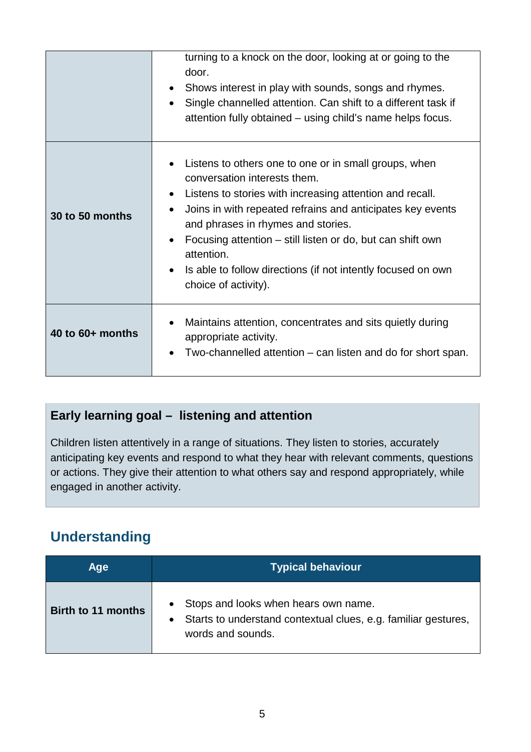| | |
|---|---|
| | turning to a knock on the door, looking at or going to the door.<br>• Shows interest in play with sounds, songs and rhymes.<br>• Single channelled attention. Can shift to a different task if attention fully obtained – using child's name helps focus. |
| **30 to 50 months** | • Listens to others one to one or in small groups, when conversation interests them.<br>• Listens to stories with increasing attention and recall.<br>• Joins in with repeated refrains and anticipates key events and phrases in rhymes and stories.<br>• Focusing attention – still listen or do, but can shift own attention.<br>• Is able to follow directions (if not intently focused on own choice of activity). |
| **40 to 60+ months** | • Maintains attention, concentrates and sits quietly during appropriate activity.<br>• Two-channelled attention – can listen and do for short span. |

**Early learning goal – listening and attention**

Children listen attentively in a range of situations. They listen to stories, accurately anticipating key events and respond to what they hear with relevant comments, questions or actions. They give their attention to what others say and respond appropriately, while engaged in another activity.

## Understanding

| Age | Typical behaviour |
|---|---|
| **Birth to 11 months** | • Stops and looks when hears own name.<br>• Starts to understand contextual clues, e.g. familiar gestures, words and sounds. |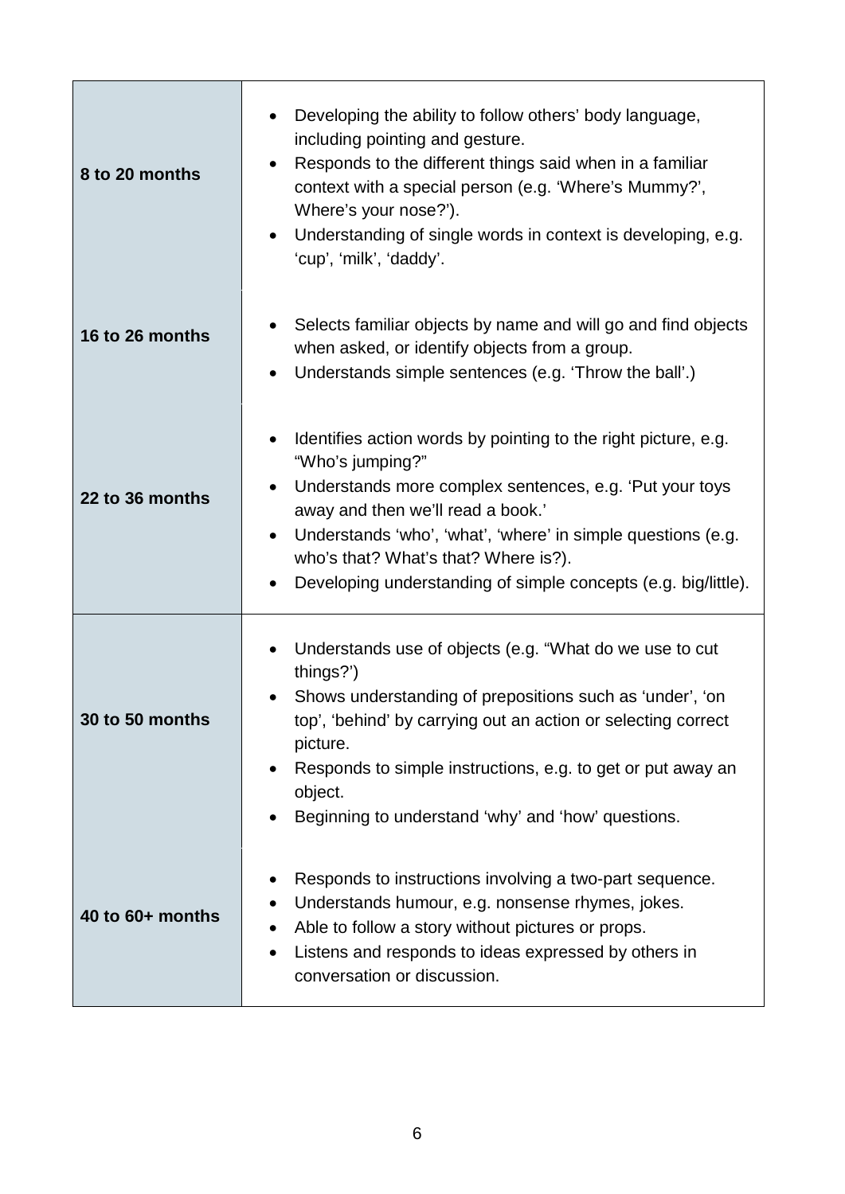| | |
|---|---|
| **8 to 20 months** | • Developing the ability to follow others' body language, including pointing and gesture.<br>• Responds to the different things said when in a familiar context with a special person (e.g. 'Where's Mummy?', Where's your nose?').<br>• Understanding of single words in context is developing, e.g. 'cup', 'milk', 'daddy'. |
| **16 to 26 months** | • Selects familiar objects by name and will go and find objects when asked, or identify objects from a group.<br>• Understands simple sentences (e.g. 'Throw the ball'.) |
| **22 to 36 months** | • Identifies action words by pointing to the right picture, e.g. "Who's jumping?"<br>• Understands more complex sentences, e.g. 'Put your toys away and then we'll read a book.'<br>• Understands 'who', 'what', 'where' in simple questions (e.g. who's that? What's that? Where is?).<br>• Developing understanding of simple concepts (e.g. big/little). |
| **30 to 50 months** | • Understands use of objects (e.g. "What do we use to cut things?')<br>• Shows understanding of prepositions such as 'under', 'on top', 'behind' by carrying out an action or selecting correct picture.<br>• Responds to simple instructions, e.g. to get or put away an object.<br>• Beginning to understand 'why' and 'how' questions. |
| **40 to 60+ months** | • Responds to instructions involving a two-part sequence.<br>• Understands humour, e.g. nonsense rhymes, jokes.<br>• Able to follow a story without pictures or props.<br>• Listens and responds to ideas expressed by others in conversation or discussion. |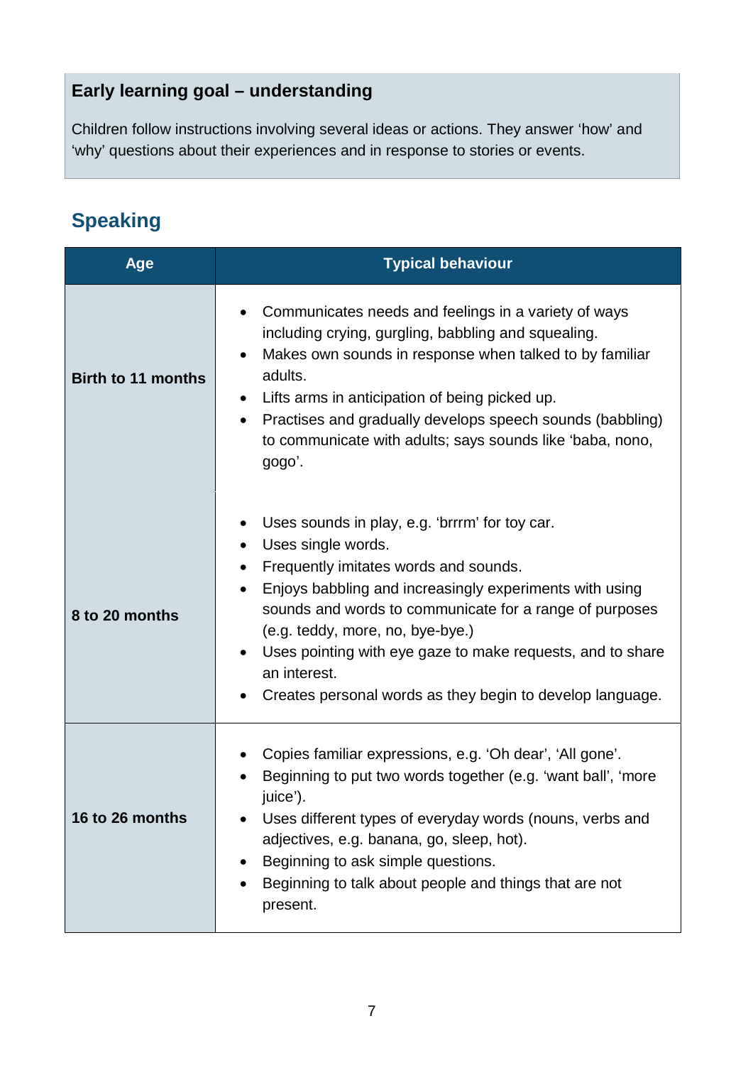### Early learning goal – understanding

Children follow instructions involving several ideas or actions. They answer 'how' and 'why' questions about their experiences and in response to stories or events.

## Speaking

| Age | Typical behaviour |
| --- | --- |
| **Birth to 11 months** | • Communicates needs and feelings in a variety of ways including crying, gurgling, babbling and squealing.<br>• Makes own sounds in response when talked to by familiar adults.<br>• Lifts arms in anticipation of being picked up.<br>• Practises and gradually develops speech sounds (babbling) to communicate with adults; says sounds like 'baba, nono, gogo'. |
| **8 to 20 months** | • Uses sounds in play, e.g. 'brrrm' for toy car.<br>• Uses single words.<br>• Frequently imitates words and sounds.<br>• Enjoys babbling and increasingly experiments with using sounds and words to communicate for a range of purposes (e.g. teddy, more, no, bye-bye.)<br>• Uses pointing with eye gaze to make requests, and to share an interest.<br>• Creates personal words as they begin to develop language. |
| **16 to 26 months** | • Copies familiar expressions, e.g. 'Oh dear', 'All gone'.<br>• Beginning to put two words together (e.g. 'want ball', 'more juice').<br>• Uses different types of everyday words (nouns, verbs and adjectives, e.g. banana, go, sleep, hot).<br>• Beginning to ask simple questions.<br>• Beginning to talk about people and things that are not present. |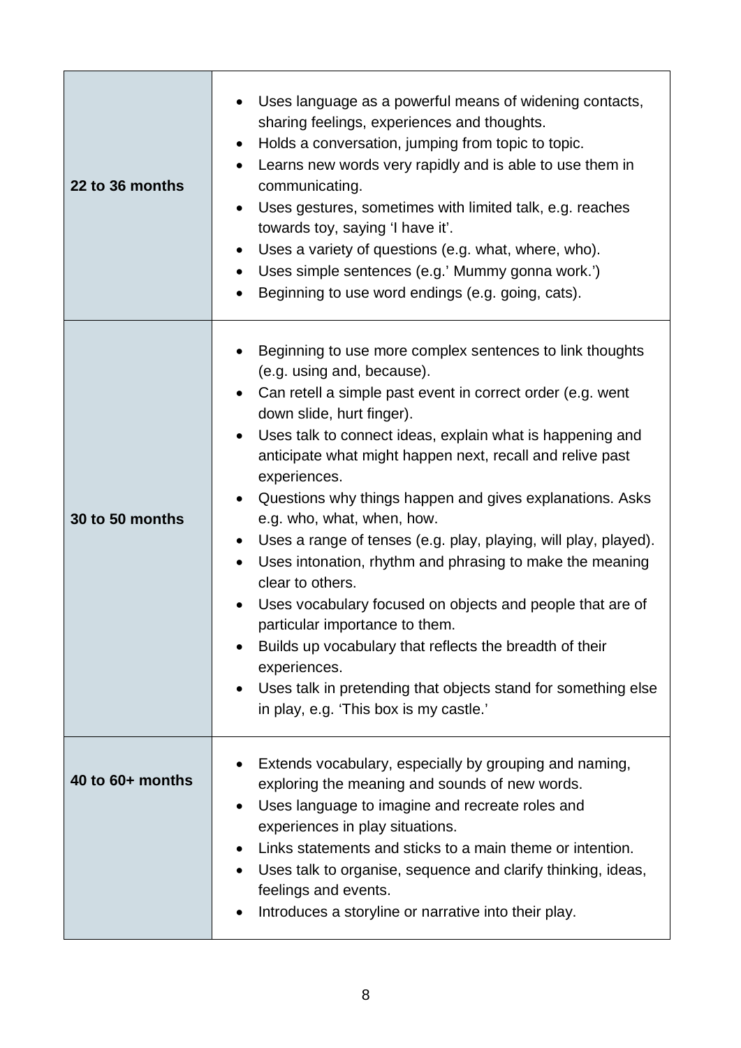| | |
|---|---|
| **22 to 36 months** | • Uses language as a powerful means of widening contacts, sharing feelings, experiences and thoughts.<br>• Holds a conversation, jumping from topic to topic.<br>• Learns new words very rapidly and is able to use them in communicating.<br>• Uses gestures, sometimes with limited talk, e.g. reaches towards toy, saying 'I have it'.<br>• Uses a variety of questions (e.g. what, where, who).<br>• Uses simple sentences (e.g.' Mummy gonna work.')<br>• Beginning to use word endings (e.g. going, cats). |
| **30 to 50 months** | • Beginning to use more complex sentences to link thoughts (e.g. using and, because).<br>• Can retell a simple past event in correct order (e.g. went down slide, hurt finger).<br>• Uses talk to connect ideas, explain what is happening and anticipate what might happen next, recall and relive past experiences.<br>• Questions why things happen and gives explanations. Asks e.g. who, what, when, how.<br>• Uses a range of tenses (e.g. play, playing, will play, played).<br>• Uses intonation, rhythm and phrasing to make the meaning clear to others.<br>• Uses vocabulary focused on objects and people that are of particular importance to them.<br>• Builds up vocabulary that reflects the breadth of their experiences.<br>• Uses talk in pretending that objects stand for something else in play, e.g. 'This box is my castle.' |
| **40 to 60+ months** | • Extends vocabulary, especially by grouping and naming, exploring the meaning and sounds of new words.<br>• Uses language to imagine and recreate roles and experiences in play situations.<br>• Links statements and sticks to a main theme or intention.<br>• Uses talk to organise, sequence and clarify thinking, ideas, feelings and events.<br>• Introduces a storyline or narrative into their play. |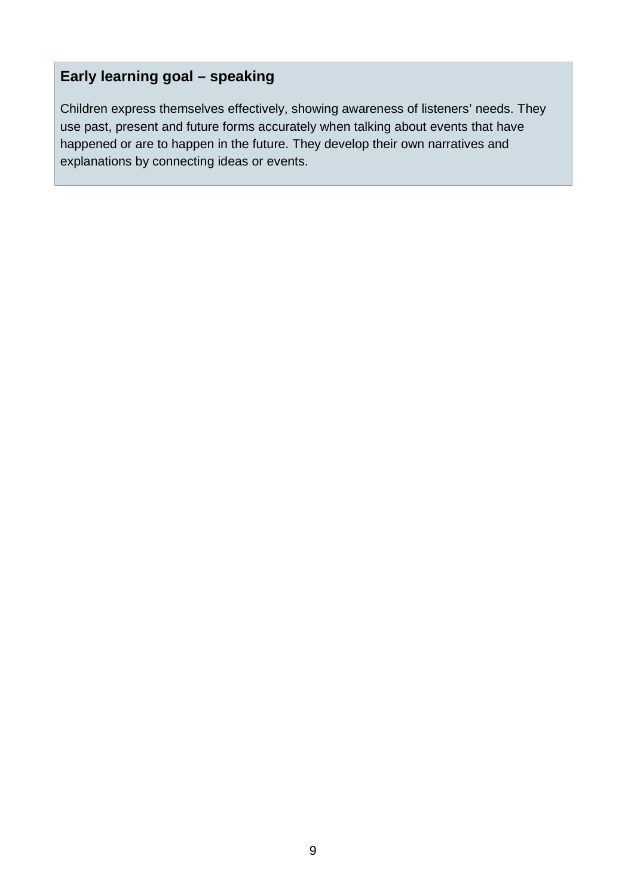### Early learning goal – speaking

Children express themselves effectively, showing awareness of listeners' needs. They use past, present and future forms accurately when talking about events that have happened or are to happen in the future. They develop their own narratives and explanations by connecting ideas or events.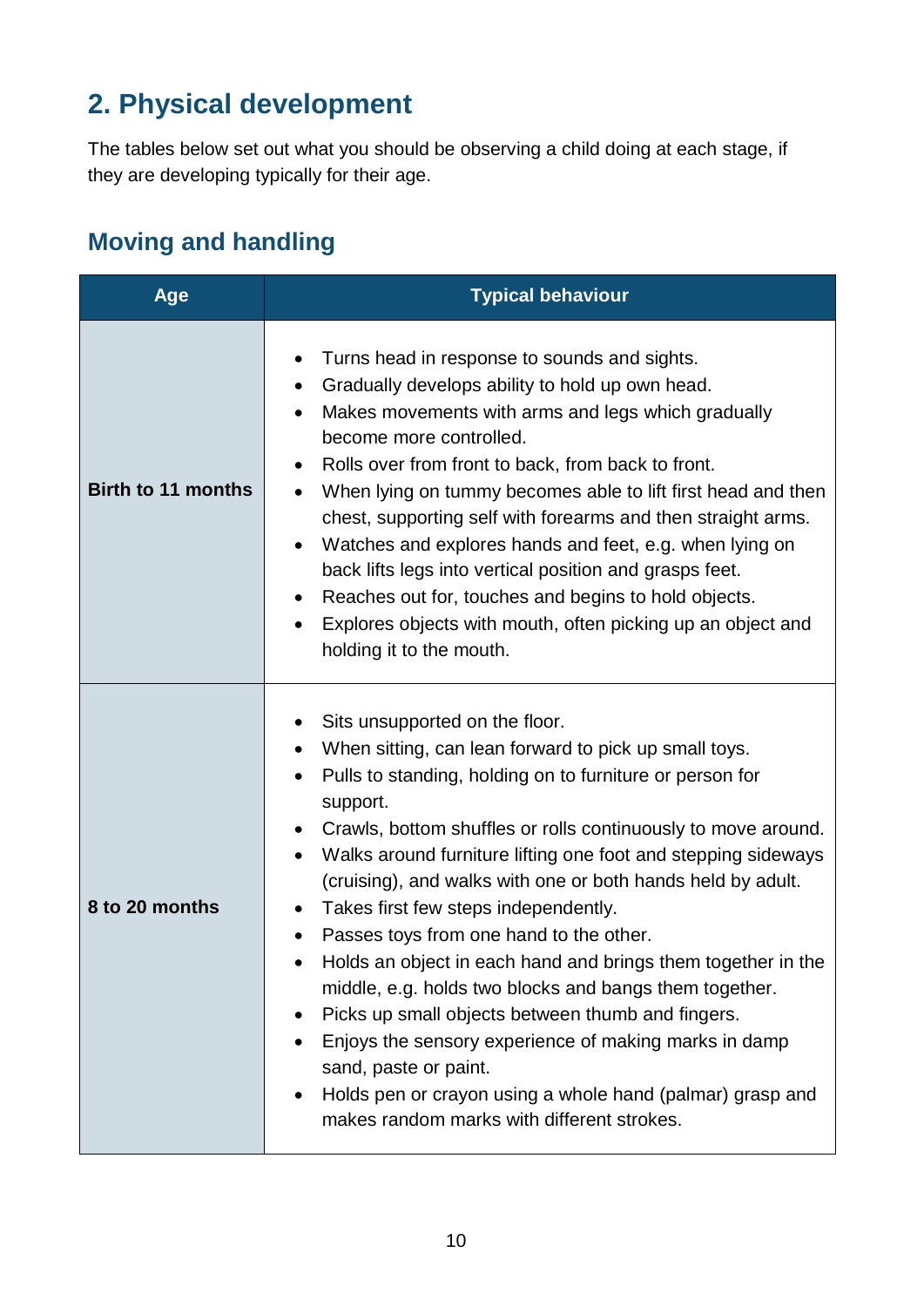## 2. Physical development

The tables below set out what you should be observing a child doing at each stage, if they are developing typically for their age.

### Moving and handling

| Age | Typical behaviour |
|---|---|
| **Birth to 11 months** | • Turns head in response to sounds and sights.<br>• Gradually develops ability to hold up own head.<br>• Makes movements with arms and legs which gradually become more controlled.<br>• Rolls over from front to back, from back to front.<br>• When lying on tummy becomes able to lift first head and then chest, supporting self with forearms and then straight arms.<br>• Watches and explores hands and feet, e.g. when lying on back lifts legs into vertical position and grasps feet.<br>• Reaches out for, touches and begins to hold objects.<br>• Explores objects with mouth, often picking up an object and holding it to the mouth. |
| **8 to 20 months** | • Sits unsupported on the floor.<br>• When sitting, can lean forward to pick up small toys.<br>• Pulls to standing, holding on to furniture or person for support.<br>• Crawls, bottom shuffles or rolls continuously to move around.<br>• Walks around furniture lifting one foot and stepping sideways (cruising), and walks with one or both hands held by adult.<br>• Takes first few steps independently.<br>• Passes toys from one hand to the other.<br>• Holds an object in each hand and brings them together in the middle, e.g. holds two blocks and bangs them together.<br>• Picks up small objects between thumb and fingers.<br>• Enjoys the sensory experience of making marks in damp sand, paste or paint.<br>• Holds pen or crayon using a whole hand (palmar) grasp and makes random marks with different strokes. |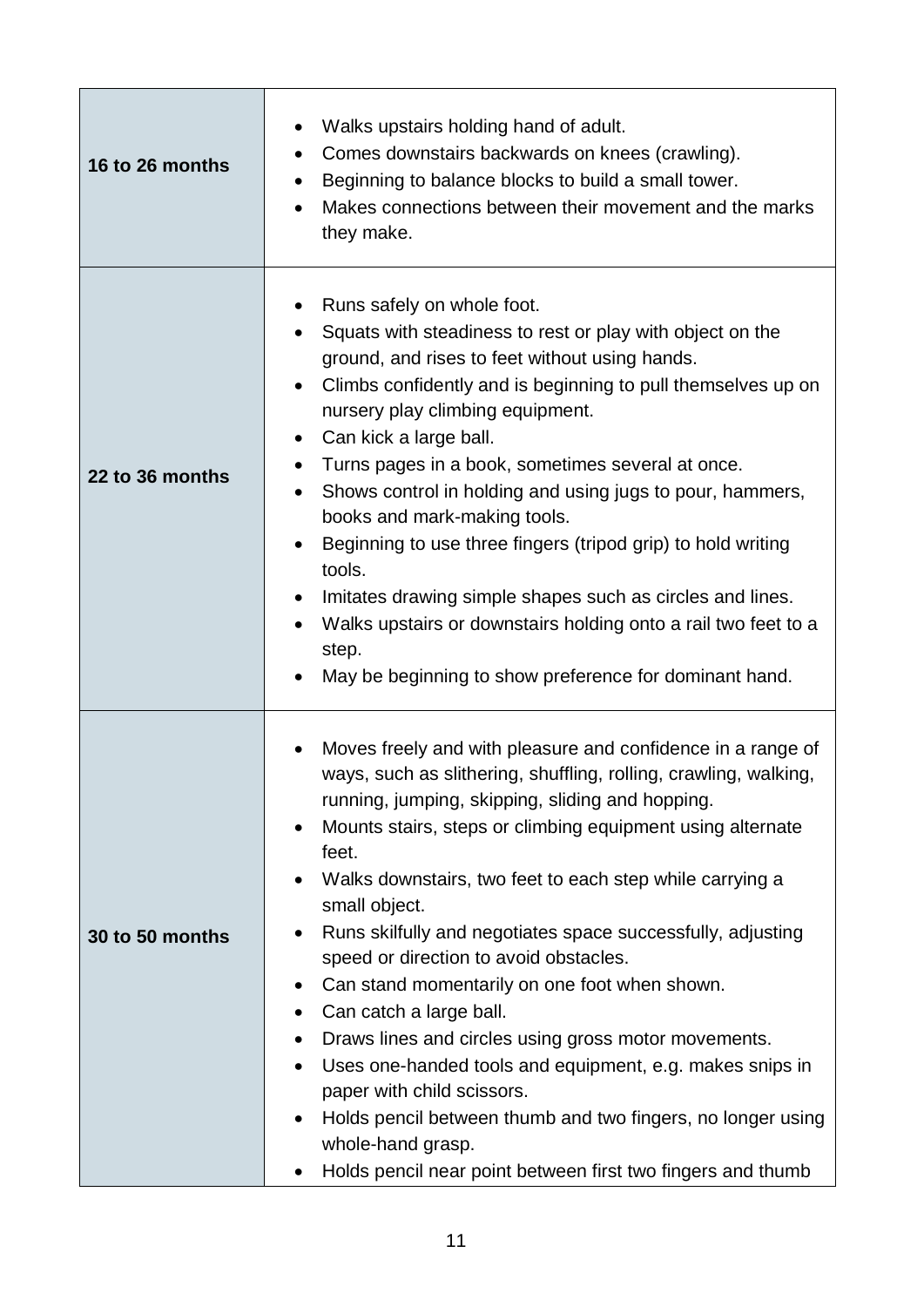| | |
|---|---|
| **16 to 26 months** | • Walks upstairs holding hand of adult.<br>• Comes downstairs backwards on knees (crawling).<br>• Beginning to balance blocks to build a small tower.<br>• Makes connections between their movement and the marks they make. |
| **22 to 36 months** | • Runs safely on whole foot.<br>• Squats with steadiness to rest or play with object on the ground, and rises to feet without using hands.<br>• Climbs confidently and is beginning to pull themselves up on nursery play climbing equipment.<br>• Can kick a large ball.<br>• Turns pages in a book, sometimes several at once.<br>• Shows control in holding and using jugs to pour, hammers, books and mark-making tools.<br>• Beginning to use three fingers (tripod grip) to hold writing tools.<br>• Imitates drawing simple shapes such as circles and lines.<br>• Walks upstairs or downstairs holding onto a rail two feet to a step.<br>• May be beginning to show preference for dominant hand. |
| **30 to 50 months** | • Moves freely and with pleasure and confidence in a range of ways, such as slithering, shuffling, rolling, crawling, walking, running, jumping, skipping, sliding and hopping.<br>• Mounts stairs, steps or climbing equipment using alternate feet.<br>• Walks downstairs, two feet to each step while carrying a small object.<br>• Runs skilfully and negotiates space successfully, adjusting speed or direction to avoid obstacles.<br>• Can stand momentarily on one foot when shown.<br>• Can catch a large ball.<br>• Draws lines and circles using gross motor movements.<br>• Uses one-handed tools and equipment, e.g. makes snips in paper with child scissors.<br>• Holds pencil between thumb and two fingers, no longer using whole-hand grasp.<br>• Holds pencil near point between first two fingers and thumb |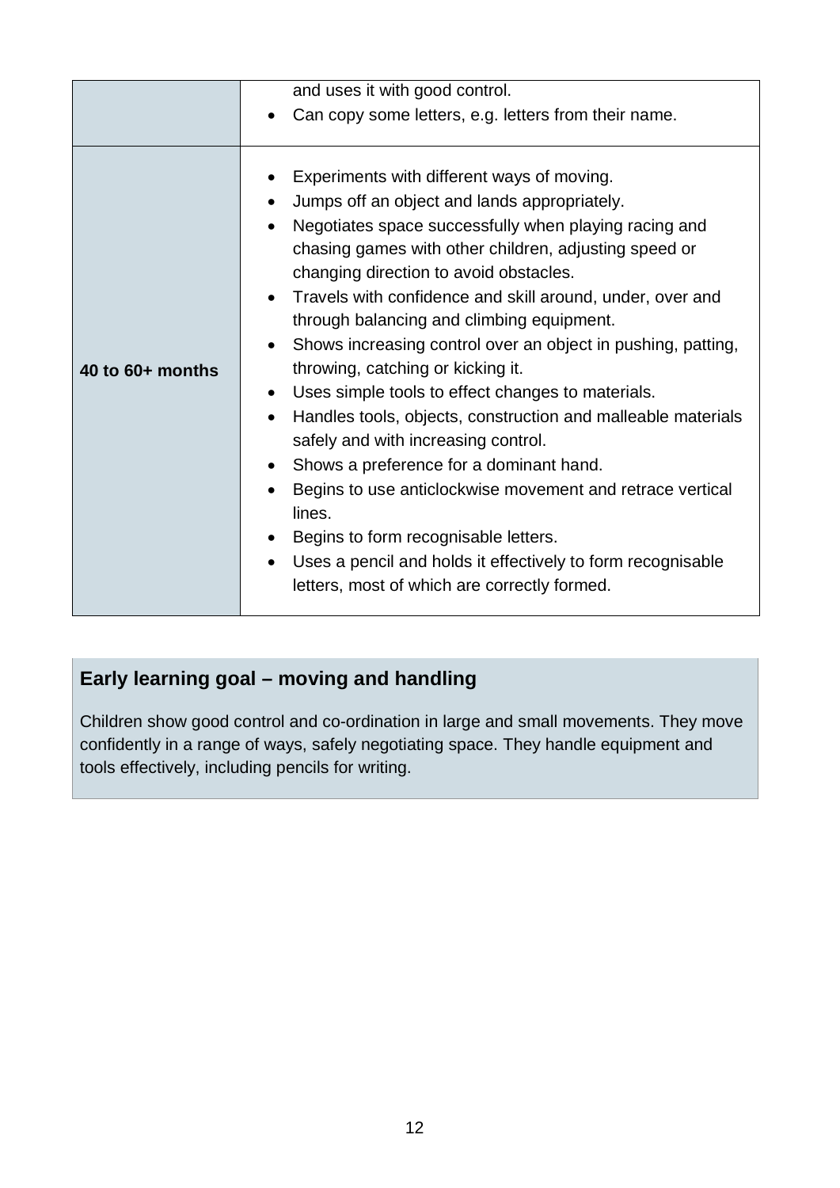| | |
|---|---|
| | and uses it with good control.<br>• Can copy some letters, e.g. letters from their name. |
| **40 to 60+ months** | • Experiments with different ways of moving.<br>• Jumps off an object and lands appropriately.<br>• Negotiates space successfully when playing racing and chasing games with other children, adjusting speed or changing direction to avoid obstacles.<br>• Travels with confidence and skill around, under, over and through balancing and climbing equipment.<br>• Shows increasing control over an object in pushing, patting, throwing, catching or kicking it.<br>• Uses simple tools to effect changes to materials.<br>• Handles tools, objects, construction and malleable materials safely and with increasing control.<br>• Shows a preference for a dominant hand.<br>• Begins to use anticlockwise movement and retrace vertical lines.<br>• Begins to form recognisable letters.<br>• Uses a pencil and holds it effectively to form recognisable letters, most of which are correctly formed. |

## Early learning goal – moving and handling

Children show good control and co-ordination in large and small movements. They move confidently in a range of ways, safely negotiating space. They handle equipment and tools effectively, including pencils for writing.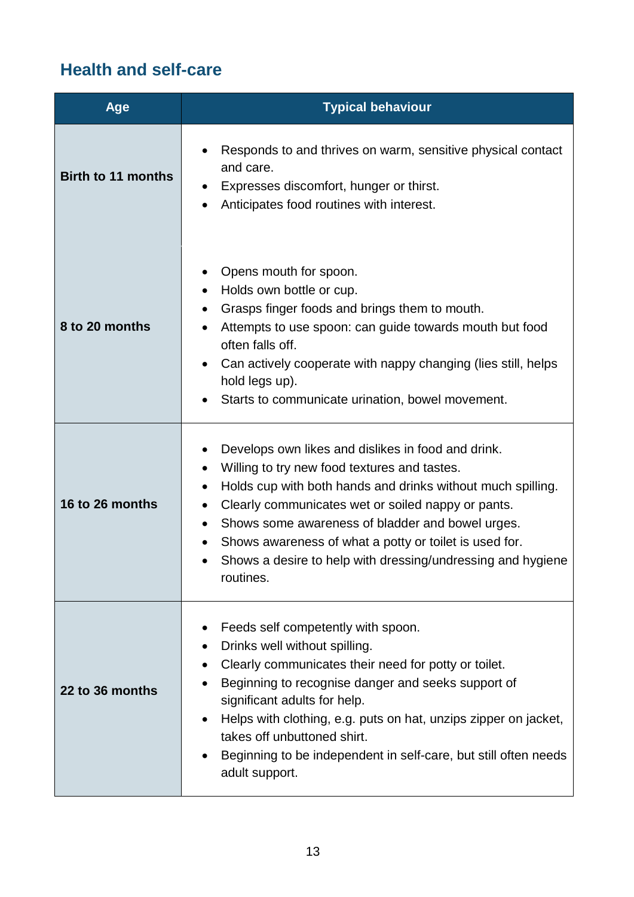## Health and self-care

| Age | Typical behaviour |
|---|---|
| **Birth to 11 months** | • Responds to and thrives on warm, sensitive physical contact and care.<br>• Expresses discomfort, hunger or thirst.<br>• Anticipates food routines with interest. |
| **8 to 20 months** | • Opens mouth for spoon.<br>• Holds own bottle or cup.<br>• Grasps finger foods and brings them to mouth.<br>• Attempts to use spoon: can guide towards mouth but food often falls off.<br>• Can actively cooperate with nappy changing (lies still, helps hold legs up).<br>• Starts to communicate urination, bowel movement. |
| **16 to 26 months** | • Develops own likes and dislikes in food and drink.<br>• Willing to try new food textures and tastes.<br>• Holds cup with both hands and drinks without much spilling.<br>• Clearly communicates wet or soiled nappy or pants.<br>• Shows some awareness of bladder and bowel urges.<br>• Shows awareness of what a potty or toilet is used for.<br>• Shows a desire to help with dressing/undressing and hygiene routines. |
| **22 to 36 months** | • Feeds self competently with spoon.<br>• Drinks well without spilling.<br>• Clearly communicates their need for potty or toilet.<br>• Beginning to recognise danger and seeks support of significant adults for help.<br>• Helps with clothing, e.g. puts on hat, unzips zipper on jacket, takes off unbuttoned shirt.<br>• Beginning to be independent in self-care, but still often needs adult support. |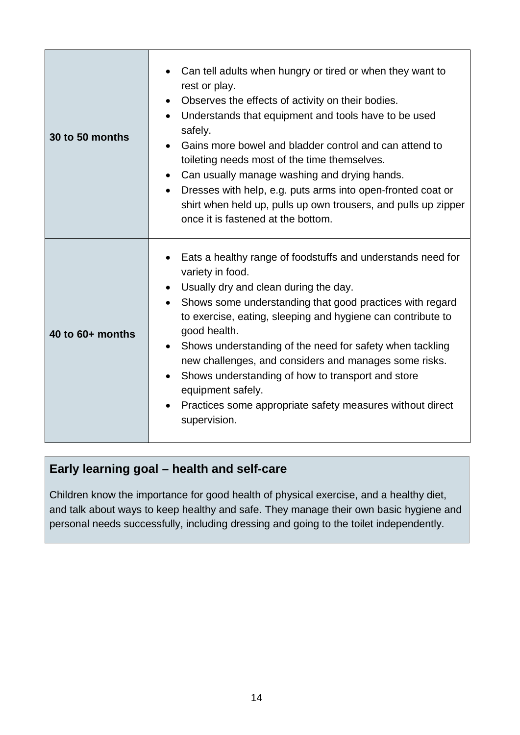| | |
|---|---|
| **30 to 50 months** | • Can tell adults when hungry or tired or when they want to rest or play.<br>• Observes the effects of activity on their bodies.<br>• Understands that equipment and tools have to be used safely.<br>• Gains more bowel and bladder control and can attend to toileting needs most of the time themselves.<br>• Can usually manage washing and drying hands.<br>• Dresses with help, e.g. puts arms into open-fronted coat or shirt when held up, pulls up own trousers, and pulls up zipper once it is fastened at the bottom. |
| **40 to 60+ months** | • Eats a healthy range of foodstuffs and understands need for variety in food.<br>• Usually dry and clean during the day.<br>• Shows some understanding that good practices with regard to exercise, eating, sleeping and hygiene can contribute to good health.<br>• Shows understanding of the need for safety when tackling new challenges, and considers and manages some risks.<br>• Shows understanding of how to transport and store equipment safely.<br>• Practices some appropriate safety measures without direct supervision. |

### Early learning goal – health and self-care

Children know the importance for good health of physical exercise, and a healthy diet, and talk about ways to keep healthy and safe. They manage their own basic hygiene and personal needs successfully, including dressing and going to the toilet independently.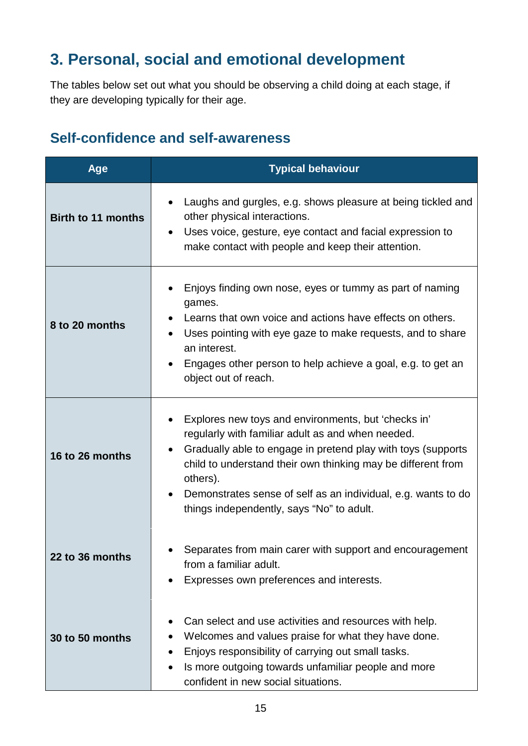## 3. Personal, social and emotional development

The tables below set out what you should be observing a child doing at each stage, if they are developing typically for their age.

### Self-confidence and self-awareness

| Age | Typical behaviour |
|---|---|
| **Birth to 11 months** | • Laughs and gurgles, e.g. shows pleasure at being tickled and other physical interactions.<br>• Uses voice, gesture, eye contact and facial expression to make contact with people and keep their attention. |
| **8 to 20 months** | • Enjoys finding own nose, eyes or tummy as part of naming games.<br>• Learns that own voice and actions have effects on others.<br>• Uses pointing with eye gaze to make requests, and to share an interest.<br>• Engages other person to help achieve a goal, e.g. to get an object out of reach. |
| **16 to 26 months** | • Explores new toys and environments, but 'checks in' regularly with familiar adult as and when needed.<br>• Gradually able to engage in pretend play with toys (supports child to understand their own thinking may be different from others).<br>• Demonstrates sense of self as an individual, e.g. wants to do things independently, says "No" to adult. |
| **22 to 36 months** | • Separates from main carer with support and encouragement from a familiar adult.<br>• Expresses own preferences and interests. |
| **30 to 50 months** | • Can select and use activities and resources with help.<br>• Welcomes and values praise for what they have done.<br>• Enjoys responsibility of carrying out small tasks.<br>• Is more outgoing towards unfamiliar people and more confident in new social situations. |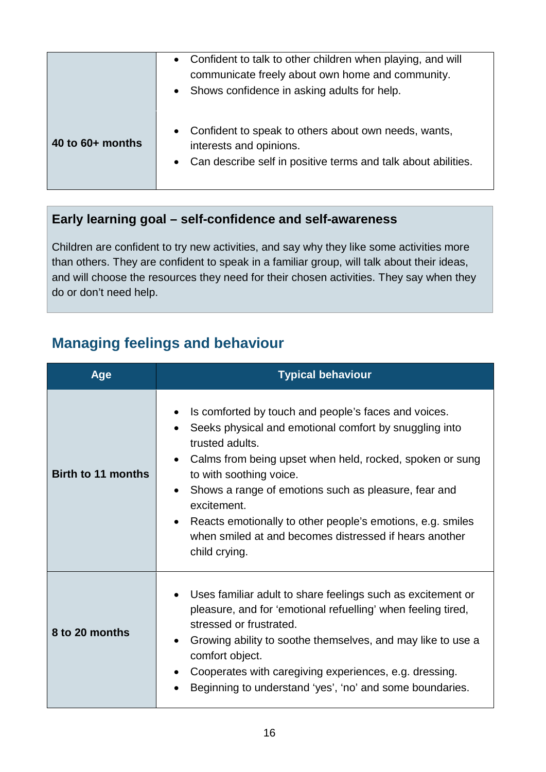| | |
|---|---|
| | • Confident to talk to other children when playing, and will communicate freely about own home and community.<br>• Shows confidence in asking adults for help. |
| **40 to 60+ months** | • Confident to speak to others about own needs, wants, interests and opinions.<br>• Can describe self in positive terms and talk about abilities. |

**Early learning goal – self-confidence and self-awareness**

Children are confident to try new activities, and say why they like some activities more than others. They are confident to speak in a familiar group, will talk about their ideas, and will choose the resources they need for their chosen activities. They say when they do or don't need help.

## Managing feelings and behaviour

| Age | Typical behaviour |
|---|---|
| **Birth to 11 months** | • Is comforted by touch and people's faces and voices.<br>• Seeks physical and emotional comfort by snuggling into trusted adults.<br>• Calms from being upset when held, rocked, spoken or sung to with soothing voice.<br>• Shows a range of emotions such as pleasure, fear and excitement.<br>• Reacts emotionally to other people's emotions, e.g. smiles when smiled at and becomes distressed if hears another child crying. |
| **8 to 20 months** | • Uses familiar adult to share feelings such as excitement or pleasure, and for 'emotional refuelling' when feeling tired, stressed or frustrated.<br>• Growing ability to soothe themselves, and may like to use a comfort object.<br>• Cooperates with caregiving experiences, e.g. dressing.<br>• Beginning to understand 'yes', 'no' and some boundaries. |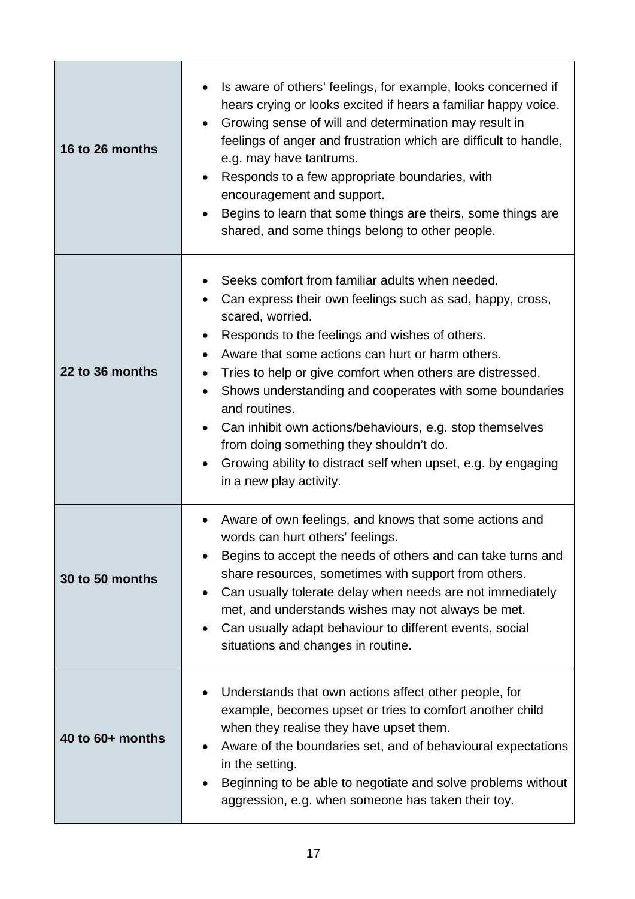| | |
|---|---|
| **16 to 26 months** | • Is aware of others' feelings, for example, looks concerned if hears crying or looks excited if hears a familiar happy voice.<br>• Growing sense of will and determination may result in feelings of anger and frustration which are difficult to handle, e.g. may have tantrums.<br>• Responds to a few appropriate boundaries, with encouragement and support.<br>• Begins to learn that some things are theirs, some things are shared, and some things belong to other people. |
| **22 to 36 months** | • Seeks comfort from familiar adults when needed.<br>• Can express their own feelings such as sad, happy, cross, scared, worried.<br>• Responds to the feelings and wishes of others.<br>• Aware that some actions can hurt or harm others.<br>• Tries to help or give comfort when others are distressed.<br>• Shows understanding and cooperates with some boundaries and routines.<br>• Can inhibit own actions/behaviours, e.g. stop themselves from doing something they shouldn't do.<br>• Growing ability to distract self when upset, e.g. by engaging in a new play activity. |
| **30 to 50 months** | • Aware of own feelings, and knows that some actions and words can hurt others' feelings.<br>• Begins to accept the needs of others and can take turns and share resources, sometimes with support from others.<br>• Can usually tolerate delay when needs are not immediately met, and understands wishes may not always be met.<br>• Can usually adapt behaviour to different events, social situations and changes in routine. |
| **40 to 60+ months** | • Understands that own actions affect other people, for example, becomes upset or tries to comfort another child when they realise they have upset them.<br>• Aware of the boundaries set, and of behavioural expectations in the setting.<br>• Beginning to be able to negotiate and solve problems without aggression, e.g. when someone has taken their toy. |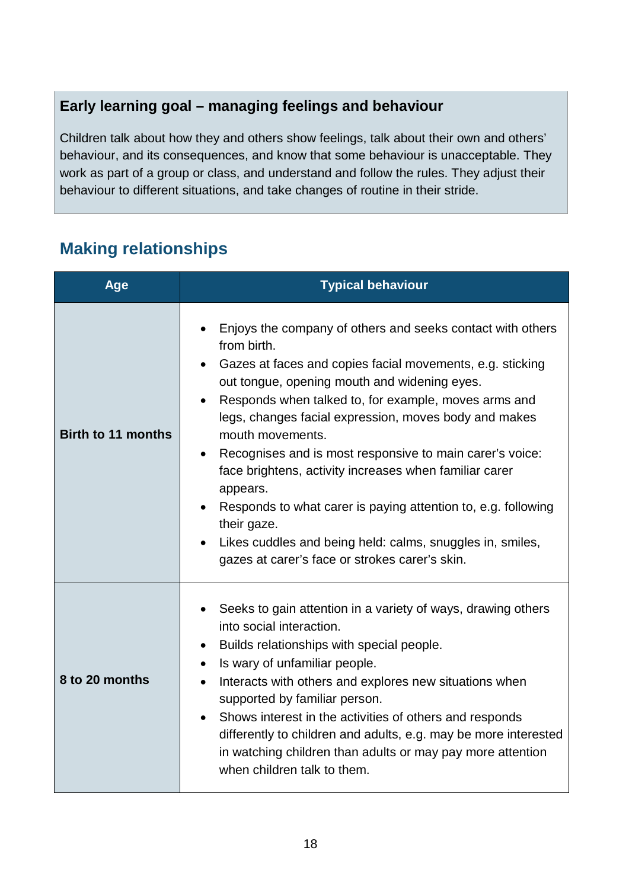### Early learning goal – managing feelings and behaviour

Children talk about how they and others show feelings, talk about their own and others' behaviour, and its consequences, and know that some behaviour is unacceptable. They work as part of a group or class, and understand and follow the rules. They adjust their behaviour to different situations, and take changes of routine in their stride.

## Making relationships

| Age | Typical behaviour |
|---|---|
| **Birth to 11 months** | • Enjoys the company of others and seeks contact with others from birth.<br>• Gazes at faces and copies facial movements, e.g. sticking out tongue, opening mouth and widening eyes.<br>• Responds when talked to, for example, moves arms and legs, changes facial expression, moves body and makes mouth movements.<br>• Recognises and is most responsive to main carer's voice: face brightens, activity increases when familiar carer appears.<br>• Responds to what carer is paying attention to, e.g. following their gaze.<br>• Likes cuddles and being held: calms, snuggles in, smiles, gazes at carer's face or strokes carer's skin. |
| **8 to 20 months** | • Seeks to gain attention in a variety of ways, drawing others into social interaction.<br>• Builds relationships with special people.<br>• Is wary of unfamiliar people.<br>• Interacts with others and explores new situations when supported by familiar person.<br>• Shows interest in the activities of others and responds differently to children and adults, e.g. may be more interested in watching children than adults or may pay more attention when children talk to them. |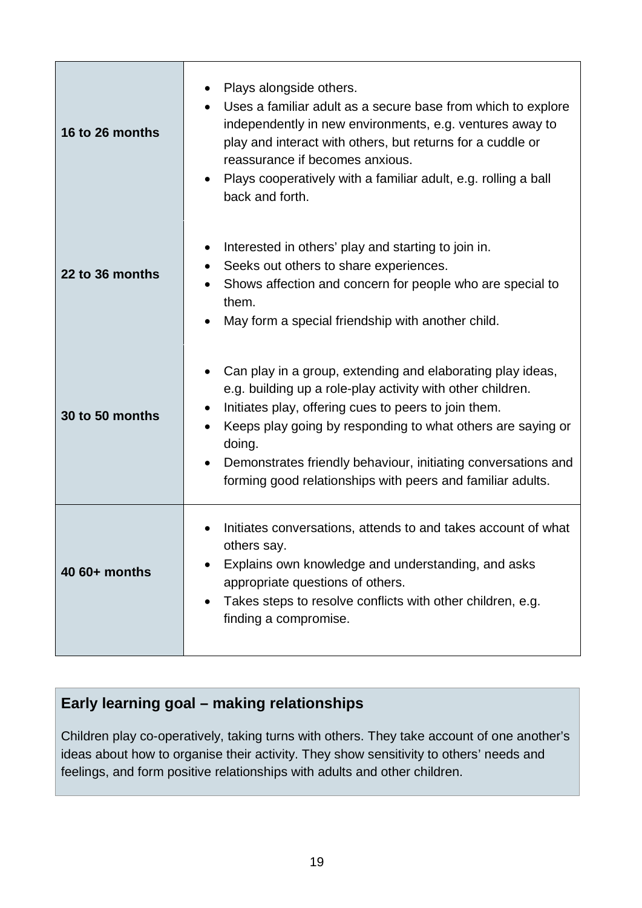| | |
|---|---|
| **16 to 26 months** | • Plays alongside others.<br>• Uses a familiar adult as a secure base from which to explore independently in new environments, e.g. ventures away to play and interact with others, but returns for a cuddle or reassurance if becomes anxious.<br>• Plays cooperatively with a familiar adult, e.g. rolling a ball back and forth. |
| **22 to 36 months** | • Interested in others' play and starting to join in.<br>• Seeks out others to share experiences.<br>• Shows affection and concern for people who are special to them.<br>• May form a special friendship with another child. |
| **30 to 50 months** | • Can play in a group, extending and elaborating play ideas, e.g. building up a role-play activity with other children.<br>• Initiates play, offering cues to peers to join them.<br>• Keeps play going by responding to what others are saying or doing.<br>• Demonstrates friendly behaviour, initiating conversations and forming good relationships with peers and familiar adults. |
| **40 60+ months** | • Initiates conversations, attends to and takes account of what others say.<br>• Explains own knowledge and understanding, and asks appropriate questions of others.<br>• Takes steps to resolve conflicts with other children, e.g. finding a compromise. |

## Early learning goal – making relationships

Children play co-operatively, taking turns with others. They take account of one another's ideas about how to organise their activity. They show sensitivity to others' needs and feelings, and form positive relationships with adults and other children.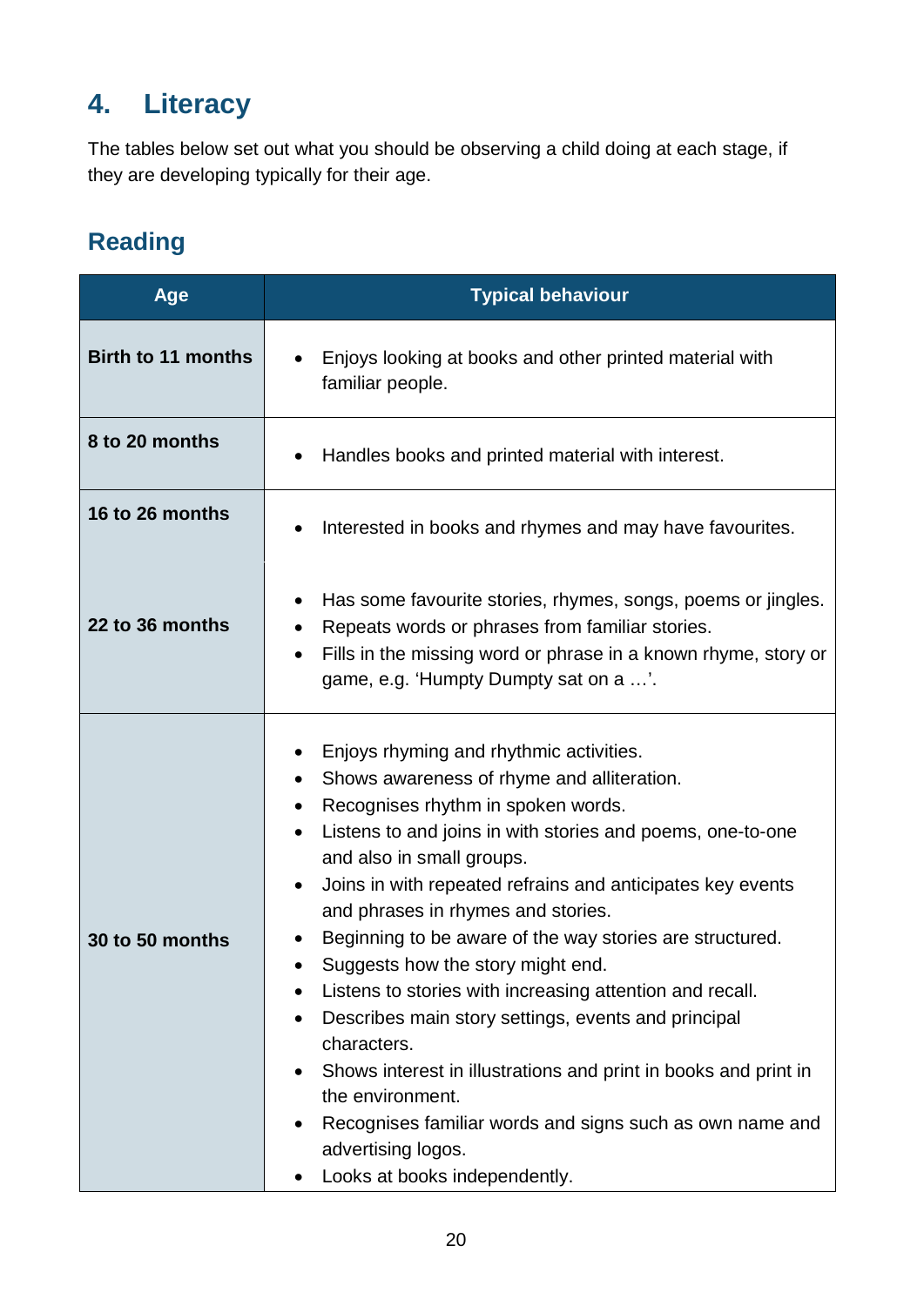# 4. Literacy

The tables below set out what you should be observing a child doing at each stage, if they are developing typically for their age.

## Reading

| Age | Typical behaviour |
|---|---|
| **Birth to 11 months** | • Enjoys looking at books and other printed material with familiar people. |
| **8 to 20 months** | • Handles books and printed material with interest. |
| **16 to 26 months** | • Interested in books and rhymes and may have favourites. |
| **22 to 36 months** | • Has some favourite stories, rhymes, songs, poems or jingles.<br>• Repeats words or phrases from familiar stories.<br>• Fills in the missing word or phrase in a known rhyme, story or game, e.g. 'Humpty Dumpty sat on a …'. |
| **30 to 50 months** | • Enjoys rhyming and rhythmic activities.<br>• Shows awareness of rhyme and alliteration.<br>• Recognises rhythm in spoken words.<br>• Listens to and joins in with stories and poems, one-to-one and also in small groups.<br>• Joins in with repeated refrains and anticipates key events and phrases in rhymes and stories.<br>• Beginning to be aware of the way stories are structured.<br>• Suggests how the story might end.<br>• Listens to stories with increasing attention and recall.<br>• Describes main story settings, events and principal characters.<br>• Shows interest in illustrations and print in books and print in the environment.<br>• Recognises familiar words and signs such as own name and advertising logos.<br>• Looks at books independently. |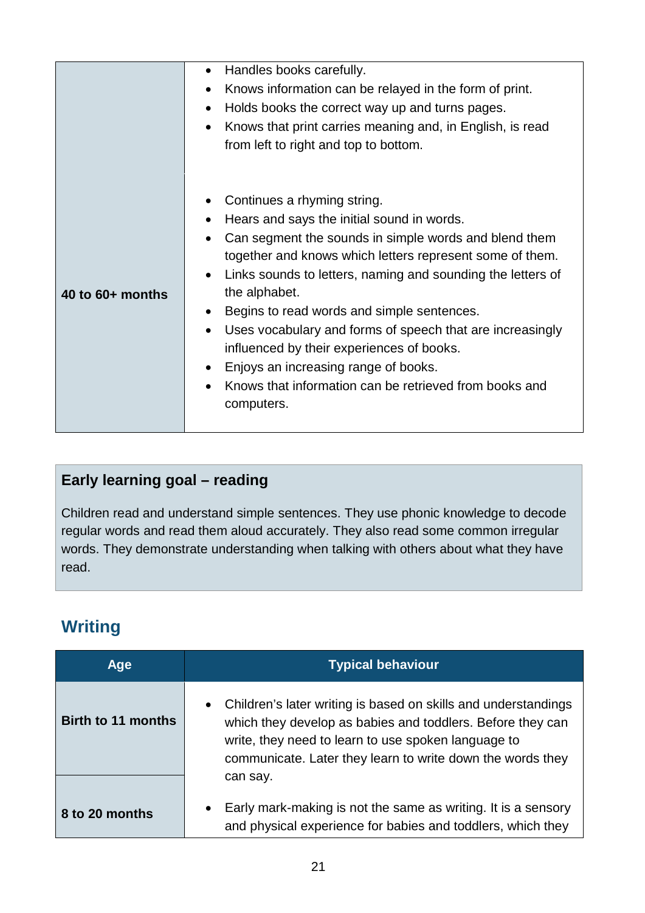| | |
|---|---|
| | • Handles books carefully.<br>• Knows information can be relayed in the form of print.<br>• Holds books the correct way up and turns pages.<br>• Knows that print carries meaning and, in English, is read from left to right and top to bottom. |
| **40 to 60+ months** | • Continues a rhyming string.<br>• Hears and says the initial sound in words.<br>• Can segment the sounds in simple words and blend them together and knows which letters represent some of them.<br>• Links sounds to letters, naming and sounding the letters of the alphabet.<br>• Begins to read words and simple sentences.<br>• Uses vocabulary and forms of speech that are increasingly influenced by their experiences of books.<br>• Enjoys an increasing range of books.<br>• Knows that information can be retrieved from books and computers. |

**Early learning goal – reading**

Children read and understand simple sentences. They use phonic knowledge to decode regular words and read them aloud accurately. They also read some common irregular words. They demonstrate understanding when talking with others about what they have read.

## Writing

| Age | Typical behaviour |
|---|---|
| **Birth to 11 months** | • Children's later writing is based on skills and understandings which they develop as babies and toddlers. Before they can write, they need to learn to use spoken language to communicate. Later they learn to write down the words they can say. |
| **8 to 20 months** | • Early mark-making is not the same as writing. It is a sensory and physical experience for babies and toddlers, which they |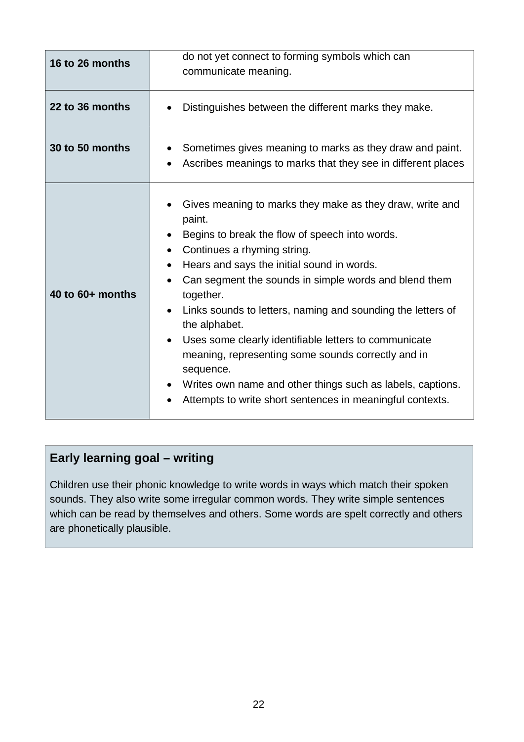| | |
|---|---|
| **16 to 26 months** | do not yet connect to forming symbols which can communicate meaning. |
| **22 to 36 months** | • Distinguishes between the different marks they make. |
| **30 to 50 months** | • Sometimes gives meaning to marks as they draw and paint.<br>• Ascribes meanings to marks that they see in different places |
| **40 to 60+ months** | • Gives meaning to marks they make as they draw, write and paint.<br>• Begins to break the flow of speech into words.<br>• Continues a rhyming string.<br>• Hears and says the initial sound in words.<br>• Can segment the sounds in simple words and blend them together.<br>• Links sounds to letters, naming and sounding the letters of the alphabet.<br>• Uses some clearly identifiable letters to communicate meaning, representing some sounds correctly and in sequence.<br>• Writes own name and other things such as labels, captions.<br>• Attempts to write short sentences in meaningful contexts. |

### Early learning goal – writing

Children use their phonic knowledge to write words in ways which match their spoken sounds. They also write some irregular common words. They write simple sentences which can be read by themselves and others. Some words are spelt correctly and others are phonetically plausible.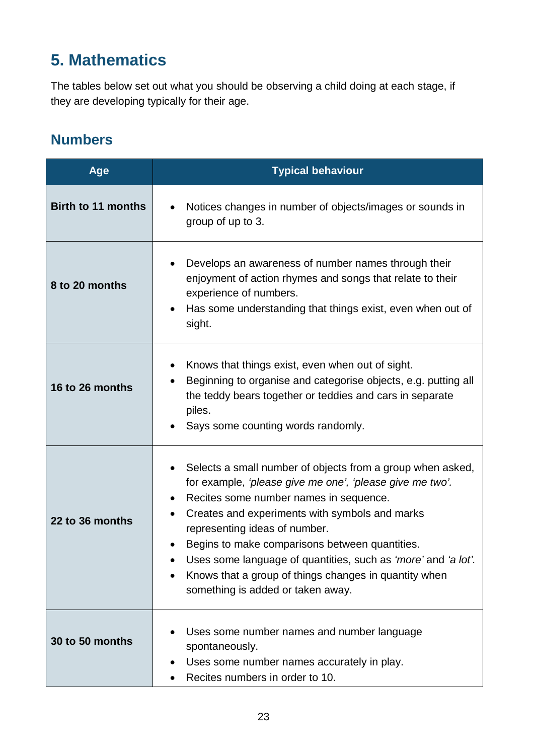## 5. Mathematics

The tables below set out what you should be observing a child doing at each stage, if they are developing typically for their age.

### Numbers

| Age | Typical behaviour |
| --- | --- |
| **Birth to 11 months** | • Notices changes in number of objects/images or sounds in group of up to 3. |
| **8 to 20 months** | • Develops an awareness of number names through their enjoyment of action rhymes and songs that relate to their experience of numbers.<br>• Has some understanding that things exist, even when out of sight. |
| **16 to 26 months** | • Knows that things exist, even when out of sight.<br>• Beginning to organise and categorise objects, e.g. putting all the teddy bears together or teddies and cars in separate piles.<br>• Says some counting words randomly. |
| **22 to 36 months** | • Selects a small number of objects from a group when asked, for example, *'please give me one', 'please give me two'.*<br>• Recites some number names in sequence.<br>• Creates and experiments with symbols and marks representing ideas of number.<br>• Begins to make comparisons between quantities.<br>• Uses some language of quantities, such as *'more'* and *'a lot'.*<br>• Knows that a group of things changes in quantity when something is added or taken away. |
| **30 to 50 months** | • Uses some number names and number language spontaneously.<br>• Uses some number names accurately in play.<br>• Recites numbers in order to 10. |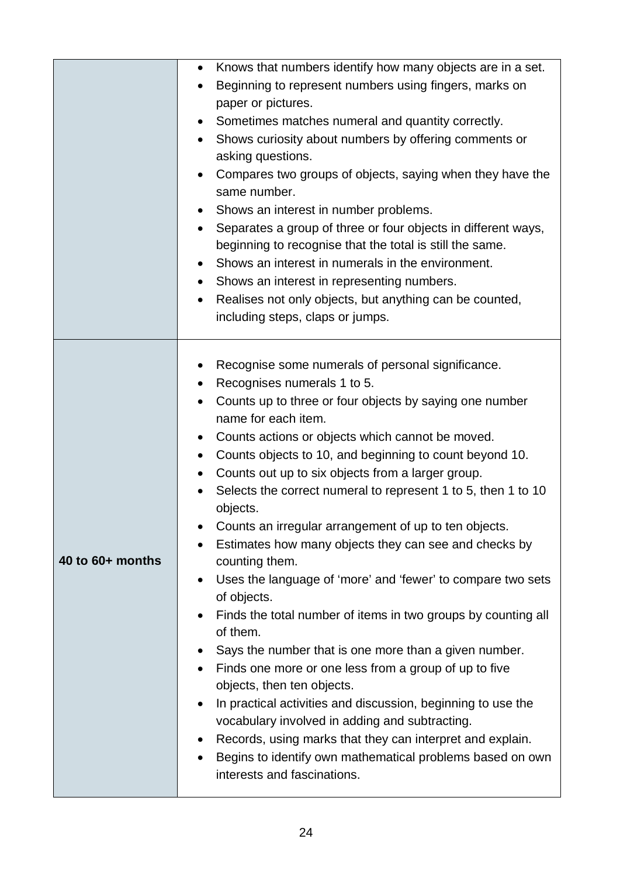| | |
|---|---|
| | <ul><li>Knows that numbers identify how many objects are in a set.</li><li>Beginning to represent numbers using fingers, marks on paper or pictures.</li><li>Sometimes matches numeral and quantity correctly.</li><li>Shows curiosity about numbers by offering comments or asking questions.</li><li>Compares two groups of objects, saying when they have the same number.</li><li>Shows an interest in number problems.</li><li>Separates a group of three or four objects in different ways, beginning to recognise that the total is still the same.</li><li>Shows an interest in numerals in the environment.</li><li>Shows an interest in representing numbers.</li><li>Realises not only objects, but anything can be counted, including steps, claps or jumps.</li></ul> |
| **40 to 60+ months** | <ul><li>Recognise some numerals of personal significance.</li><li>Recognises numerals 1 to 5.</li><li>Counts up to three or four objects by saying one number name for each item.</li><li>Counts actions or objects which cannot be moved.</li><li>Counts objects to 10, and beginning to count beyond 10.</li><li>Counts out up to six objects from a larger group.</li><li>Selects the correct numeral to represent 1 to 5, then 1 to 10 objects.</li><li>Counts an irregular arrangement of up to ten objects.</li><li>Estimates how many objects they can see and checks by counting them.</li><li>Uses the language of 'more' and 'fewer' to compare two sets of objects.</li><li>Finds the total number of items in two groups by counting all of them.</li><li>Says the number that is one more than a given number.</li><li>Finds one more or one less from a group of up to five objects, then ten objects.</li><li>In practical activities and discussion, beginning to use the vocabulary involved in adding and subtracting.</li><li>Records, using marks that they can interpret and explain.</li><li>Begins to identify own mathematical problems based on own interests and fascinations.</li></ul> |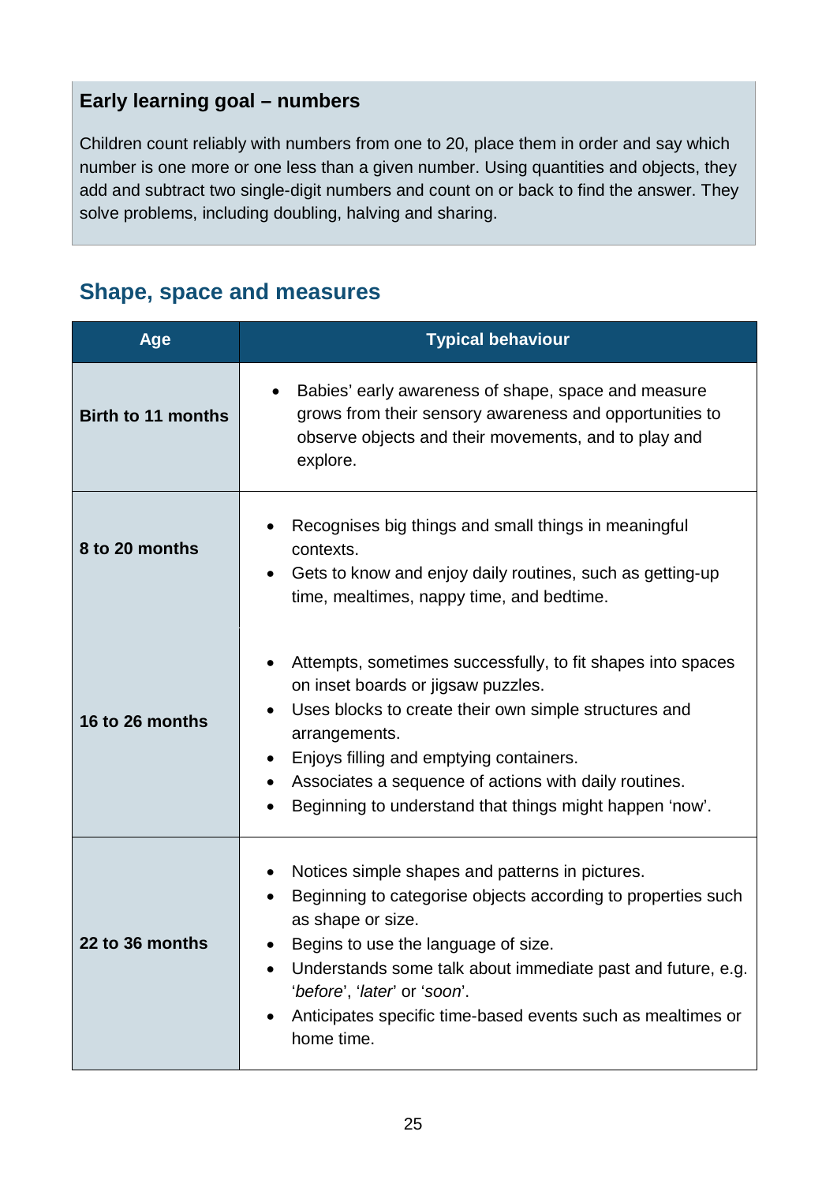**Early learning goal – numbers**

Children count reliably with numbers from one to 20, place them in order and say which number is one more or one less than a given number. Using quantities and objects, they add and subtract two single-digit numbers and count on or back to find the answer. They solve problems, including doubling, halving and sharing.

## Shape, space and measures

| Age | Typical behaviour |
| --- | --- |
| **Birth to 11 months** | • Babies' early awareness of shape, space and measure grows from their sensory awareness and opportunities to observe objects and their movements, and to play and explore. |
| **8 to 20 months** | • Recognises big things and small things in meaningful contexts.<br>• Gets to know and enjoy daily routines, such as getting-up time, mealtimes, nappy time, and bedtime. |
| **16 to 26 months** | • Attempts, sometimes successfully, to fit shapes into spaces on inset boards or jigsaw puzzles.<br>• Uses blocks to create their own simple structures and arrangements.<br>• Enjoys filling and emptying containers.<br>• Associates a sequence of actions with daily routines.<br>• Beginning to understand that things might happen 'now'. |
| **22 to 36 months** | • Notices simple shapes and patterns in pictures.<br>• Beginning to categorise objects according to properties such as shape or size.<br>• Begins to use the language of size.<br>• Understands some talk about immediate past and future, e.g. '*before*', '*later*' or '*soon*'.<br>• Anticipates specific time-based events such as mealtimes or home time. |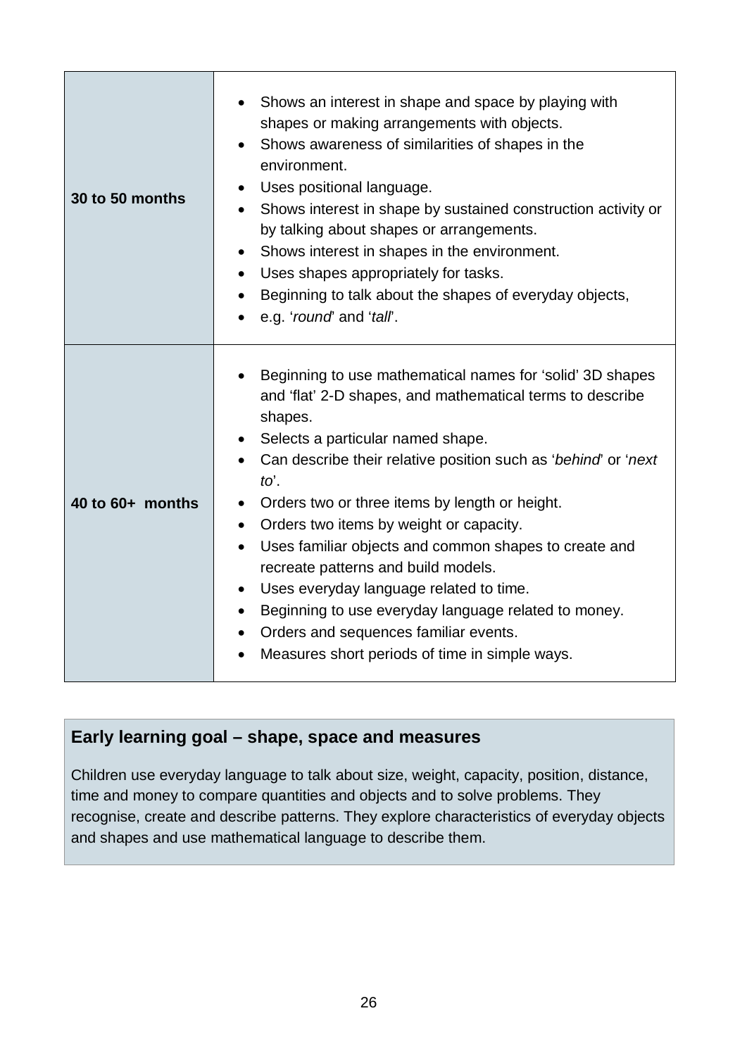| | |
|---|---|
| **30 to 50 months** | • Shows an interest in shape and space by playing with shapes or making arrangements with objects.<br>• Shows awareness of similarities of shapes in the environment.<br>• Uses positional language.<br>• Shows interest in shape by sustained construction activity or by talking about shapes or arrangements.<br>• Shows interest in shapes in the environment.<br>• Uses shapes appropriately for tasks.<br>• Beginning to talk about the shapes of everyday objects,<br>• e.g. '*round*' and '*tall*'. |
| **40 to 60+ months** | • Beginning to use mathematical names for 'solid' 3D shapes and 'flat' 2-D shapes, and mathematical terms to describe shapes.<br>• Selects a particular named shape.<br>• Can describe their relative position such as '*behind*' or '*next to*'.<br>• Orders two or three items by length or height.<br>• Orders two items by weight or capacity.<br>• Uses familiar objects and common shapes to create and recreate patterns and build models.<br>• Uses everyday language related to time.<br>• Beginning to use everyday language related to money.<br>• Orders and sequences familiar events.<br>• Measures short periods of time in simple ways. |

**Early learning goal – shape, space and measures**

Children use everyday language to talk about size, weight, capacity, position, distance, time and money to compare quantities and objects and to solve problems. They recognise, create and describe patterns. They explore characteristics of everyday objects and shapes and use mathematical language to describe them.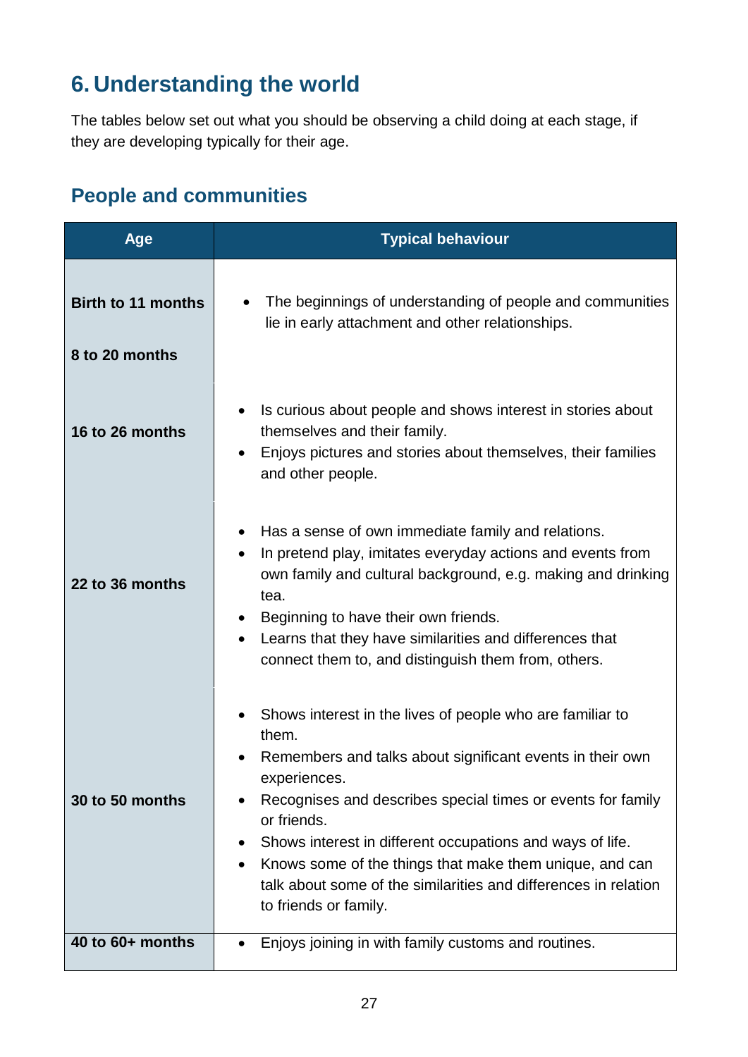# 6. Understanding the world

The tables below set out what you should be observing a child doing at each stage, if they are developing typically for their age.

## People and communities

| Age | Typical behaviour |
|---|---|
| **Birth to 11 months**<br><br>**8 to 20 months** | • The beginnings of understanding of people and communities lie in early attachment and other relationships. |
| **16 to 26 months** | • Is curious about people and shows interest in stories about themselves and their family.<br>• Enjoys pictures and stories about themselves, their families and other people. |
| **22 to 36 months** | • Has a sense of own immediate family and relations.<br>• In pretend play, imitates everyday actions and events from own family and cultural background, e.g. making and drinking tea.<br>• Beginning to have their own friends.<br>• Learns that they have similarities and differences that connect them to, and distinguish them from, others. |
| **30 to 50 months** | • Shows interest in the lives of people who are familiar to them.<br>• Remembers and talks about significant events in their own experiences.<br>• Recognises and describes special times or events for family or friends.<br>• Shows interest in different occupations and ways of life.<br>• Knows some of the things that make them unique, and can talk about some of the similarities and differences in relation to friends or family. |
| **40 to 60+ months** | • Enjoys joining in with family customs and routines. |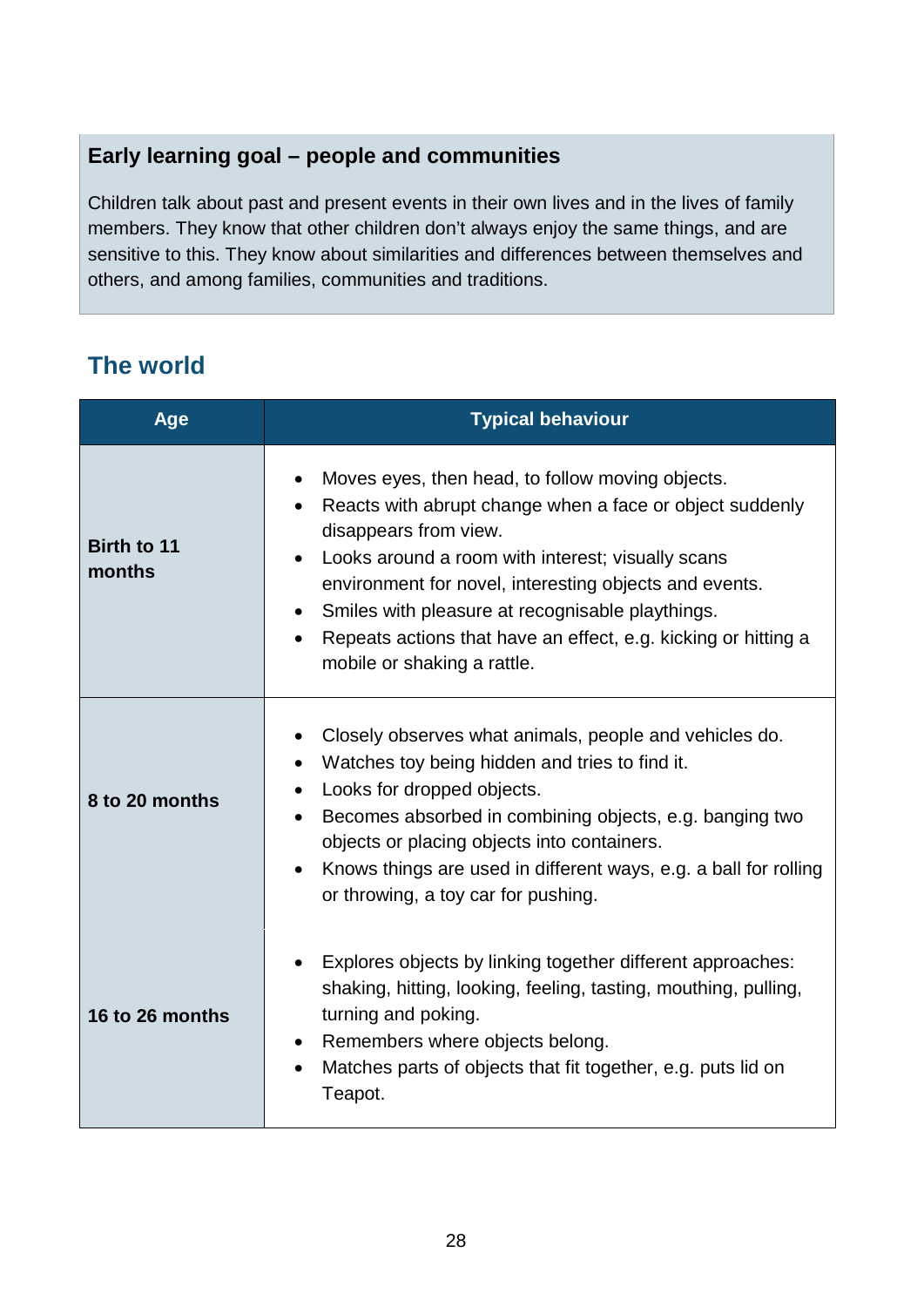### Early learning goal – people and communities

Children talk about past and present events in their own lives and in the lives of family members. They know that other children don't always enjoy the same things, and are sensitive to this. They know about similarities and differences between themselves and others, and among families, communities and traditions.

## The world

| Age | Typical behaviour |
|---|---|
| **Birth to 11 months** | • Moves eyes, then head, to follow moving objects.<br>• Reacts with abrupt change when a face or object suddenly disappears from view.<br>• Looks around a room with interest; visually scans environment for novel, interesting objects and events.<br>• Smiles with pleasure at recognisable playthings.<br>• Repeats actions that have an effect, e.g. kicking or hitting a mobile or shaking a rattle. |
| **8 to 20 months** | • Closely observes what animals, people and vehicles do.<br>• Watches toy being hidden and tries to find it.<br>• Looks for dropped objects.<br>• Becomes absorbed in combining objects, e.g. banging two objects or placing objects into containers.<br>• Knows things are used in different ways, e.g. a ball for rolling or throwing, a toy car for pushing. |
| **16 to 26 months** | • Explores objects by linking together different approaches: shaking, hitting, looking, feeling, tasting, mouthing, pulling, turning and poking.<br>• Remembers where objects belong.<br>• Matches parts of objects that fit together, e.g. puts lid on Teapot. |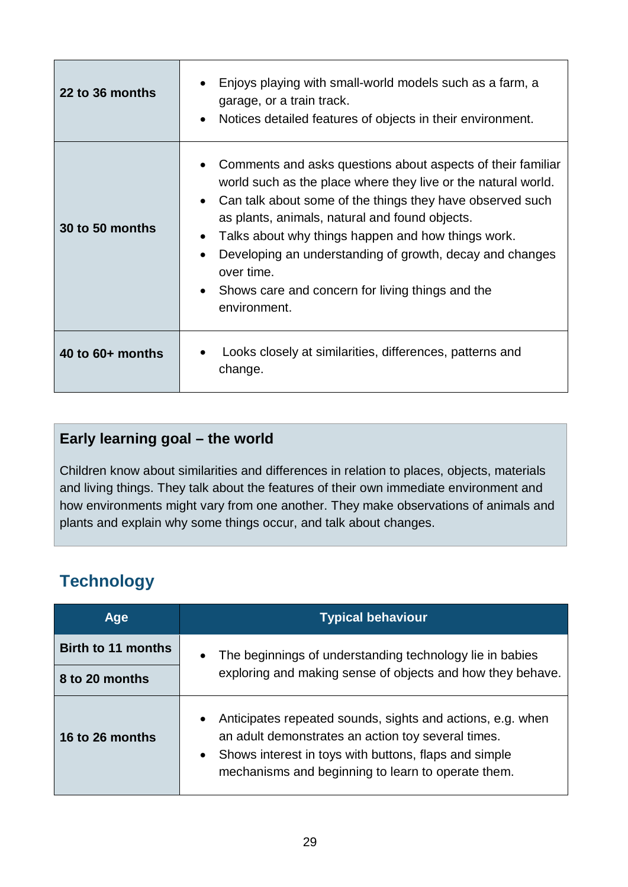| | |
|---|---|
| **22 to 36 months** | • Enjoys playing with small-world models such as a farm, a garage, or a train track.<br>• Notices detailed features of objects in their environment. |
| **30 to 50 months** | • Comments and asks questions about aspects of their familiar world such as the place where they live or the natural world.<br>• Can talk about some of the things they have observed such as plants, animals, natural and found objects.<br>• Talks about why things happen and how things work.<br>• Developing an understanding of growth, decay and changes over time.<br>• Shows care and concern for living things and the environment. |
| **40 to 60+ months** | • Looks closely at similarities, differences, patterns and change. |

**Early learning goal – the world**

Children know about similarities and differences in relation to places, objects, materials and living things. They talk about the features of their own immediate environment and how environments might vary from one another. They make observations of animals and plants and explain why some things occur, and talk about changes.

## Technology

| Age | Typical behaviour |
|---|---|
| **Birth to 11 months**<br>**8 to 20 months** | • The beginnings of understanding technology lie in babies exploring and making sense of objects and how they behave. |
| **16 to 26 months** | • Anticipates repeated sounds, sights and actions, e.g. when an adult demonstrates an action toy several times.<br>• Shows interest in toys with buttons, flaps and simple mechanisms and beginning to learn to operate them. |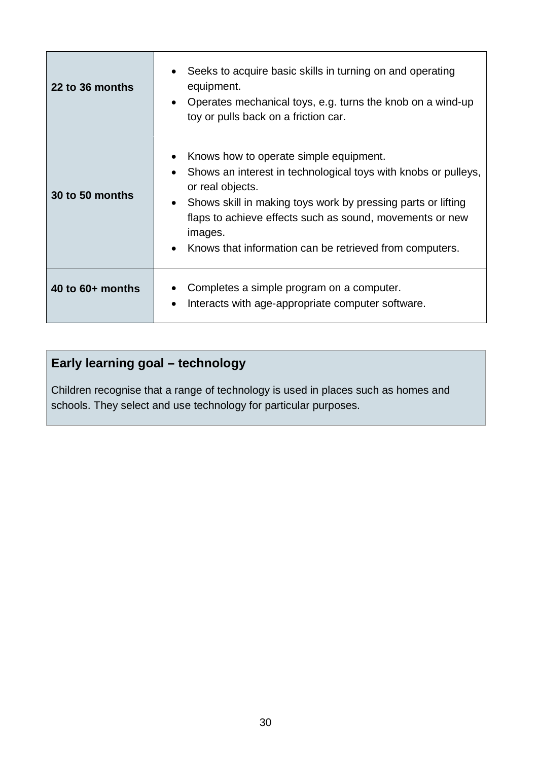| | |
|---|---|
| **22 to 36 months** | • Seeks to acquire basic skills in turning on and operating equipment.<br>• Operates mechanical toys, e.g. turns the knob on a wind-up toy or pulls back on a friction car. |
| **30 to 50 months** | • Knows how to operate simple equipment.<br>• Shows an interest in technological toys with knobs or pulleys, or real objects.<br>• Shows skill in making toys work by pressing parts or lifting flaps to achieve effects such as sound, movements or new images.<br>• Knows that information can be retrieved from computers. |
| **40 to 60+ months** | • Completes a simple program on a computer.<br>• Interacts with age-appropriate computer software. |

### Early learning goal – technology

Children recognise that a range of technology is used in places such as homes and schools. They select and use technology for particular purposes.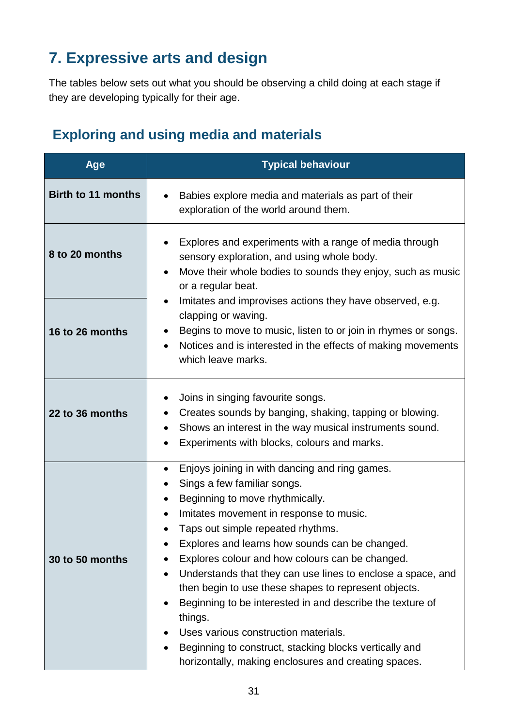## 7. Expressive arts and design

The tables below sets out what you should be observing a child doing at each stage if they are developing typically for their age.

### Exploring and using media and materials

| Age | Typical behaviour |
| --- | --- |
| **Birth to 11 months** | • Babies explore media and materials as part of their exploration of the world around them. |
| **8 to 20 months** | • Explores and experiments with a range of media through sensory exploration, and using whole body.<br>• Move their whole bodies to sounds they enjoy, such as music or a regular beat.<br>• Imitates and improvises actions they have observed, e.g. clapping or waving.<br>• Begins to move to music, listen to or join in rhymes or songs.<br>• Notices and is interested in the effects of making movements which leave marks. |
| **16 to 26 months** | |
| **22 to 36 months** | • Joins in singing favourite songs.<br>• Creates sounds by banging, shaking, tapping or blowing.<br>• Shows an interest in the way musical instruments sound.<br>• Experiments with blocks, colours and marks. |
| **30 to 50 months** | • Enjoys joining in with dancing and ring games.<br>• Sings a few familiar songs.<br>• Beginning to move rhythmically.<br>• Imitates movement in response to music.<br>• Taps out simple repeated rhythms.<br>• Explores and learns how sounds can be changed.<br>• Explores colour and how colours can be changed.<br>• Understands that they can use lines to enclose a space, and then begin to use these shapes to represent objects.<br>• Beginning to be interested in and describe the texture of things.<br>• Uses various construction materials.<br>• Beginning to construct, stacking blocks vertically and horizontally, making enclosures and creating spaces. |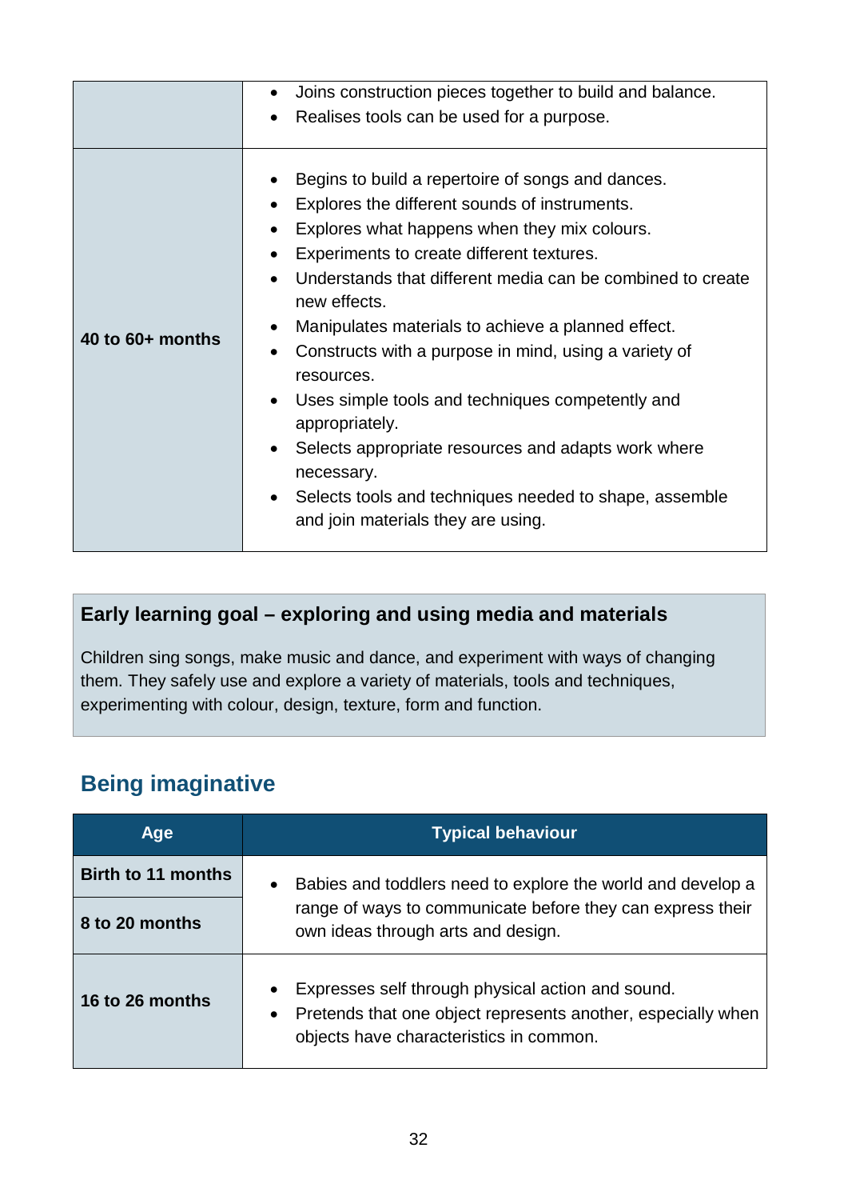| | |
|---|---|
| | • Joins construction pieces together to build and balance.<br>• Realises tools can be used for a purpose. |
| **40 to 60+ months** | • Begins to build a repertoire of songs and dances.<br>• Explores the different sounds of instruments.<br>• Explores what happens when they mix colours.<br>• Experiments to create different textures.<br>• Understands that different media can be combined to create new effects.<br>• Manipulates materials to achieve a planned effect.<br>• Constructs with a purpose in mind, using a variety of resources.<br>• Uses simple tools and techniques competently and appropriately.<br>• Selects appropriate resources and adapts work where necessary.<br>• Selects tools and techniques needed to shape, assemble and join materials they are using. |

**Early learning goal – exploring and using media and materials**

Children sing songs, make music and dance, and experiment with ways of changing them. They safely use and explore a variety of materials, tools and techniques, experimenting with colour, design, texture, form and function.

## Being imaginative

| Age | Typical behaviour |
|---|---|
| **Birth to 11 months**<br>**8 to 20 months** | • Babies and toddlers need to explore the world and develop a range of ways to communicate before they can express their own ideas through arts and design. |
| **16 to 26 months** | • Expresses self through physical action and sound.<br>• Pretends that one object represents another, especially when objects have characteristics in common. |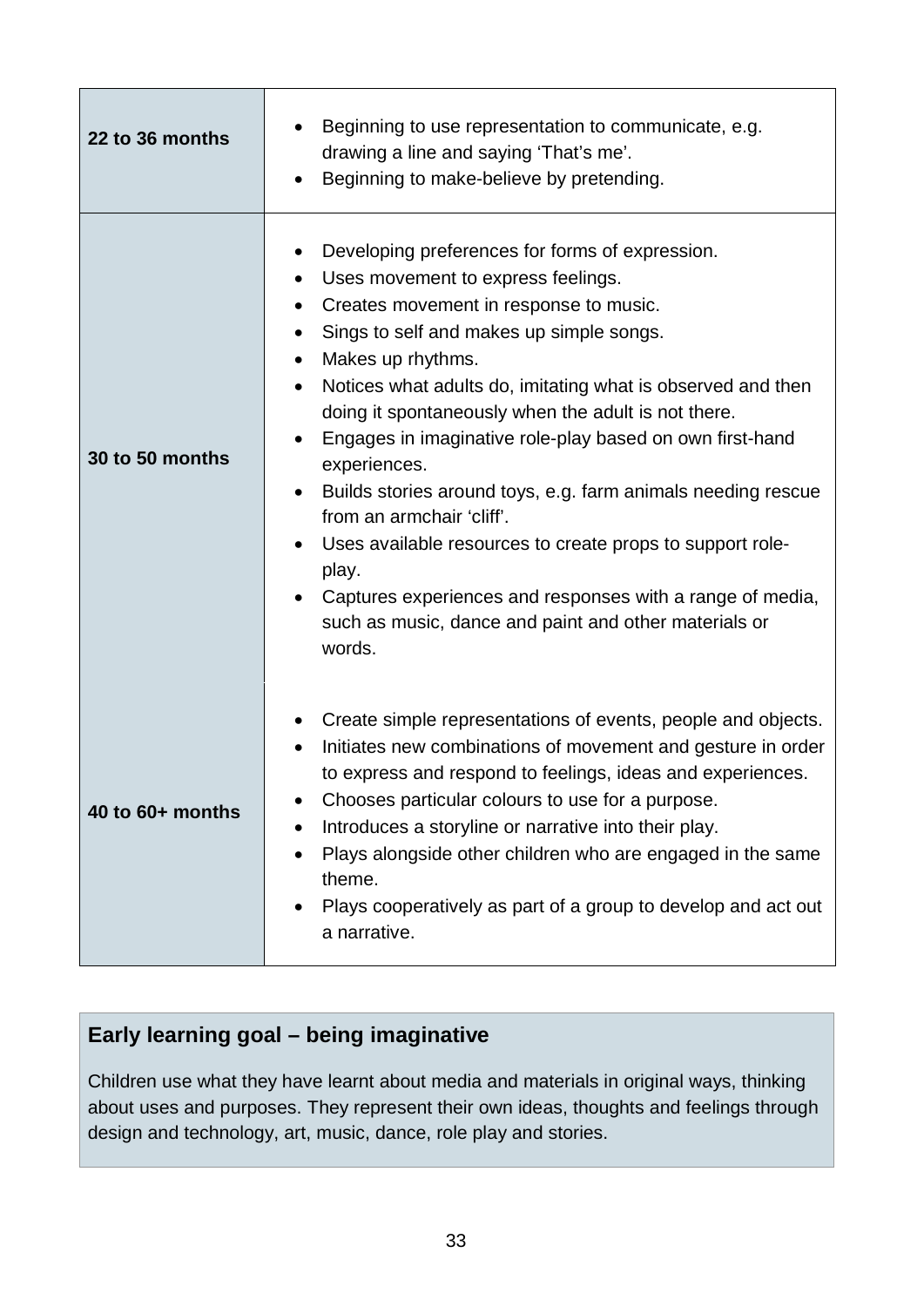| | |
|---|---|
| **22 to 36 months** | • Beginning to use representation to communicate, e.g. drawing a line and saying 'That's me'.<br>• Beginning to make-believe by pretending. |
| **30 to 50 months** | • Developing preferences for forms of expression.<br>• Uses movement to express feelings.<br>• Creates movement in response to music.<br>• Sings to self and makes up simple songs.<br>• Makes up rhythms.<br>• Notices what adults do, imitating what is observed and then doing it spontaneously when the adult is not there.<br>• Engages in imaginative role-play based on own first-hand experiences.<br>• Builds stories around toys, e.g. farm animals needing rescue from an armchair 'cliff'.<br>• Uses available resources to create props to support role-play.<br>• Captures experiences and responses with a range of media, such as music, dance and paint and other materials or words. |
| **40 to 60+ months** | • Create simple representations of events, people and objects.<br>• Initiates new combinations of movement and gesture in order to express and respond to feelings, ideas and experiences.<br>• Chooses particular colours to use for a purpose.<br>• Introduces a storyline or narrative into their play.<br>• Plays alongside other children who are engaged in the same theme.<br>• Plays cooperatively as part of a group to develop and act out a narrative. |

**Early learning goal – being imaginative**

Children use what they have learnt about media and materials in original ways, thinking about uses and purposes. They represent their own ideas, thoughts and feelings through design and technology, art, music, dance, role play and stories.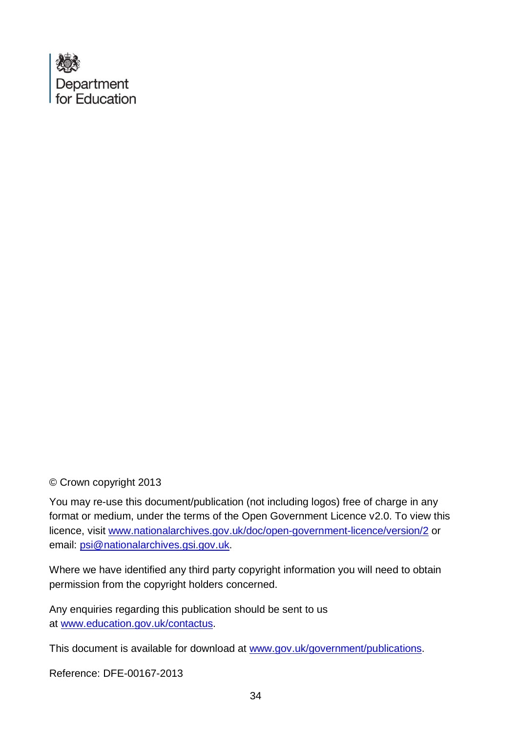Department for Education

© Crown copyright 2013

You may re-use this document/publication (not including logos) free of charge in any format or medium, under the terms of the Open Government Licence v2.0. To view this licence, visit www.nationalarchives.gov.uk/doc/open-government-licence/version/2 or email: psi@nationalarchives.gsi.gov.uk.

Where we have identified any third party copyright information you will need to obtain permission from the copyright holders concerned.

Any enquiries regarding this publication should be sent to us at www.education.gov.uk/contactus.

This document is available for download at www.gov.uk/government/publications.

Reference: DFE-00167-2013